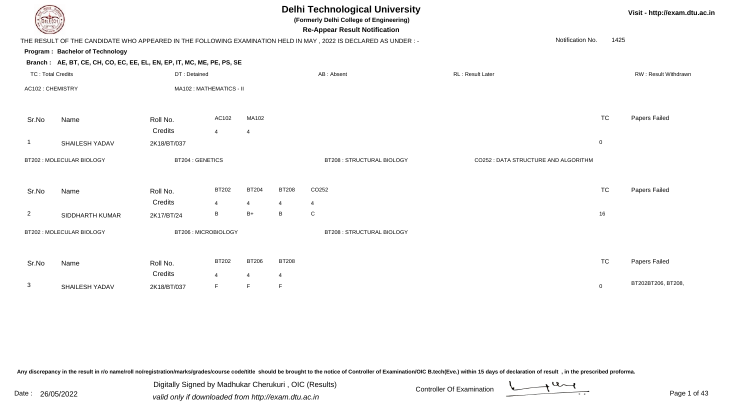# Delhi Technological University

**(Formerly Delhi College of Engineering)**

**Re-Appear Result Notification**

Visit - http://exam.dtu.ac.in

THE RESULT OF THE CANDIDATE WHO APPEARED IN THE FOLLOWING EXAMINATION HELD IN MAY , 2022 IS DECLARED AS UNDER : -

Notification No. 1425

**Program : Bachelor of Technology**

**Branch : AE, BT, CE, CH, CO, EC, EE, EL, EN, EP, IT, MC, ME, PE, PS, SE**

TC : Total Credits | DT : Detained | AB : Absent | RL : Result Later | RW : Result Withdrawn

AC102 : CHEMISTRY | MA102 : MATHEMATICS - II

| Sr.No | Name | Roll No. | AC102 | MA102 | TC | Papers Failed |
|---|---|---|---|---|---|---|
| | | Credits | 4 | 4 | | |
| 1 | SHAILESH YADAV | 2K18/BT/037 | | | 0 | |

BT202 : MOLECULAR BIOLOGY | BT204 : GENETICS | BT208 : STRUCTURAL BIOLOGY | CO252 : DATA STRUCTURE AND ALGORITHM

| Sr.No | Name | Roll No. | BT202 | BT204 | BT208 | CO252 | TC | Papers Failed |
|---|---|---|---|---|---|---|---|---|
| | | Credits | 4 | 4 | 4 | 4 | | |
| 2 | SIDDHARTH KUMAR | 2K17/BT/24 | B | B+ | B | C | 16 | |

BT202 : MOLECULAR BIOLOGY | BT206 : MICROBIOLOGY | BT208 : STRUCTURAL BIOLOGY

| Sr.No | Name | Roll No. | BT202 | BT206 | BT208 | TC | Papers Failed |
|---|---|---|---|---|---|---|---|
| | | Credits | 4 | 4 | 4 | | |
| 3 | SHAILESH YADAV | 2K18/BT/037 | F | F | F | 0 | BT202BT206, BT208, |

Any discrepancy in the result in r/o name/roll no/registration/marks/grades/course code/title should be brought to the notice of Controller of Examination/OIC B.tech(Eve.) within 15 days of declaration of result , in the prescribed proforma.

Date : 26/05/2022

Digitally Signed by Madhukar Cherukuri , OIC (Results)
valid only if downloaded from http://exam.dtu.ac.in

Controller Of Examination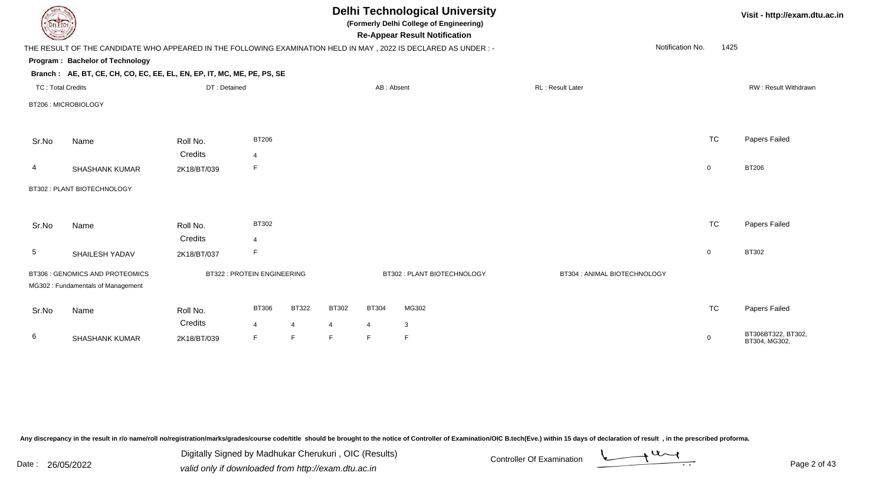# Delhi Technological University

**(Formerly Delhi College of Engineering)**

**Re-Appear Result Notification**

Visit - http://exam.dtu.ac.in

THE RESULT OF THE CANDIDATE WHO APPEARED IN THE FOLLOWING EXAMINATION HELD IN MAY , 2022 IS DECLARED AS UNDER : -

Notification No. 1425

**Program : Bachelor of Technology**

**Branch : AE, BT, CE, CH, CO, EC, EE, EL, EN, EP, IT, MC, ME, PE, PS, SE**

TC : Total Credits | DT : Detained | AB : Absent | RL : Result Later | RW : Result Withdrawn

BT206 : MICROBIOLOGY

| Sr.No | Name | Roll No. | BT206 | TC | Papers Failed |
|---|---|---|---|---|---|
| | | Credits | 4 | | |
| 4 | SHASHANK KUMAR | 2K18/BT/039 | F | 0 | BT206 |

BT302 : PLANT BIOTECHNOLOGY

| Sr.No | Name | Roll No. | BT302 | TC | Papers Failed |
|---|---|---|---|---|---|
| | | Credits | 4 | | |
| 5 | SHAILESH YADAV | 2K18/BT/037 | F | 0 | BT302 |

BT306 : GENOMICS AND PROTEOMICS | BT322 : PROTEIN ENGINEERING | BT302 : PLANT BIOTECHNOLOGY | BT304 : ANIMAL BIOTECHNOLOGY
MG302 : Fundamentals of Management

| Sr.No | Name | Roll No. | BT306 | BT322 | BT302 | BT304 | MG302 | TC | Papers Failed |
|---|---|---|---|---|---|---|---|---|---|
| | | Credits | 4 | 4 | 4 | 4 | 3 | | |
| 6 | SHASHANK KUMAR | 2K18/BT/039 | F | F | F | F | F | 0 | BT306BT322, BT302, BT304, MG302, |

Any discrepancy in the result in r/o name/roll no/registration/marks/grades/course code/title should be brought to the notice of Controller of Examination/OIC B.tech(Eve.) within 15 days of declaration of result , in the prescribed proforma.

Date : 26/05/2022

Digitally Signed by Madhukar Cherukuri , OIC (Results)
valid only if downloaded from http://exam.dtu.ac.in

Controller Of Examination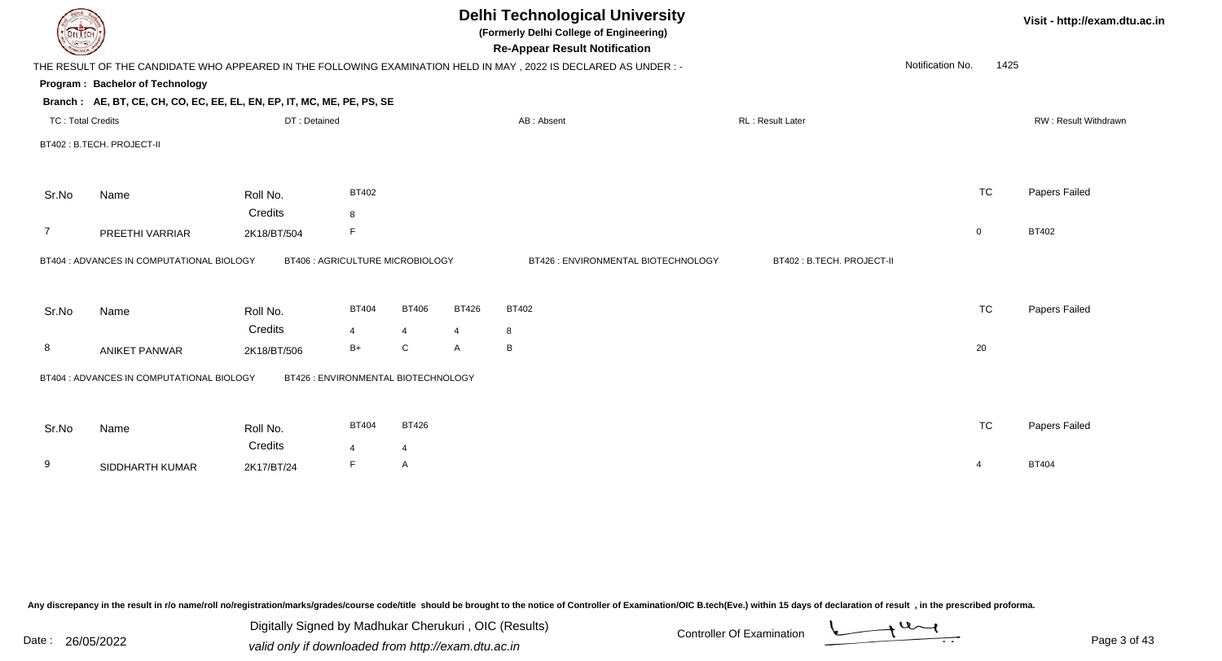# Delhi Technological University

**(Formerly Delhi College of Engineering)**

**Re-Appear Result Notification**

Visit - http://exam.dtu.ac.in

THE RESULT OF THE CANDIDATE WHO APPEARED IN THE FOLLOWING EXAMINATION HELD IN MAY , 2022 IS DECLARED AS UNDER : -

Notification No. 1425

**Program : Bachelor of Technology**

**Branch : AE, BT, CE, CH, CO, EC, EE, EL, EN, EP, IT, MC, ME, PE, PS, SE**

TC : Total Credits | DT : Detained | AB : Absent | RL : Result Later | RW : Result Withdrawn

BT402 : B.TECH. PROJECT-II

| Sr.No | Name | Roll No. | BT402 | TC | Papers Failed |
|---|---|---|---|---|---|
| | | Credits | 8 | | |
| 7 | PREETHI VARRIAR | 2K18/BT/504 | F | 0 | BT402 |

BT404 : ADVANCES IN COMPUTATIONAL BIOLOGY | BT406 : AGRICULTURE MICROBIOLOGY | BT426 : ENVIRONMENTAL BIOTECHNOLOGY | BT402 : B.TECH. PROJECT-II

| Sr.No | Name | Roll No. | BT404 | BT406 | BT426 | BT402 | TC | Papers Failed |
|---|---|---|---|---|---|---|---|---|
| | | Credits | 4 | 4 | 4 | 8 | | |
| 8 | ANIKET PANWAR | 2K18/BT/506 | B+ | C | A | B | 20 | |

BT404 : ADVANCES IN COMPUTATIONAL BIOLOGY | BT426 : ENVIRONMENTAL BIOTECHNOLOGY

| Sr.No | Name | Roll No. | BT404 | BT426 | TC | Papers Failed |
|---|---|---|---|---|---|---|
| | | Credits | 4 | 4 | | |
| 9 | SIDDHARTH KUMAR | 2K17/BT/24 | F | A | 4 | BT404 |

Any discrepancy in the result in r/o name/roll no/registration/marks/grades/course code/title should be brought to the notice of Controller of Examination/OIC B.tech(Eve.) within 15 days of declaration of result , in the prescribed proforma.

Date : 26/05/2022

Digitally Signed by Madhukar Cherukuri , OIC (Results)
valid only if downloaded from http://exam.dtu.ac.in

Controller Of Examination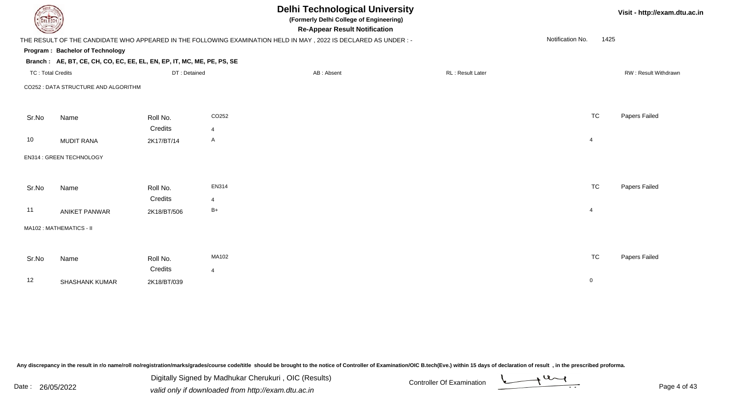# Delhi Technological University

**(Formerly Delhi College of Engineering)**

**Re-Appear Result Notification**

Visit - http://exam.dtu.ac.in

THE RESULT OF THE CANDIDATE WHO APPEARED IN THE FOLLOWING EXAMINATION HELD IN MAY , 2022 IS DECLARED AS UNDER : -

Notification No. 1425

**Program : Bachelor of Technology**

**Branch : AE, BT, CE, CH, CO, EC, EE, EL, EN, EP, IT, MC, ME, PE, PS, SE**

TC : Total Credits | DT : Detained | AB : Absent | RL : Result Later | RW : Result Withdrawn

CO252 : DATA STRUCTURE AND ALGORITHM

| Sr.No | Name | Roll No. | CO252 | TC | Papers Failed |
|---|---|---|---|---|---|
| | | Credits | 4 | | |
| 10 | MUDIT RANA | 2K17/BT/14 | A | 4 | |

EN314 : GREEN TECHNOLOGY

| Sr.No | Name | Roll No. | EN314 | TC | Papers Failed |
|---|---|---|---|---|---|
| | | Credits | 4 | | |
| 11 | ANIKET PANWAR | 2K18/BT/506 | B+ | 4 | |

MA102 : MATHEMATICS - II

| Sr.No | Name | Roll No. | MA102 | TC | Papers Failed |
|---|---|---|---|---|---|
| | | Credits | 4 | | |
| 12 | SHASHANK KUMAR | 2K18/BT/039 | | 0 | |

Any discrepancy in the result in r/o name/roll no/registration/marks/grades/course code/title should be brought to the notice of Controller of Examination/OIC B.tech(Eve.) within 15 days of declaration of result , in the prescribed proforma.

Date : 26/05/2022

Digitally Signed by Madhukar Cherukuri , OIC (Results)
valid only if downloaded from http://exam.dtu.ac.in

Controller Of Examination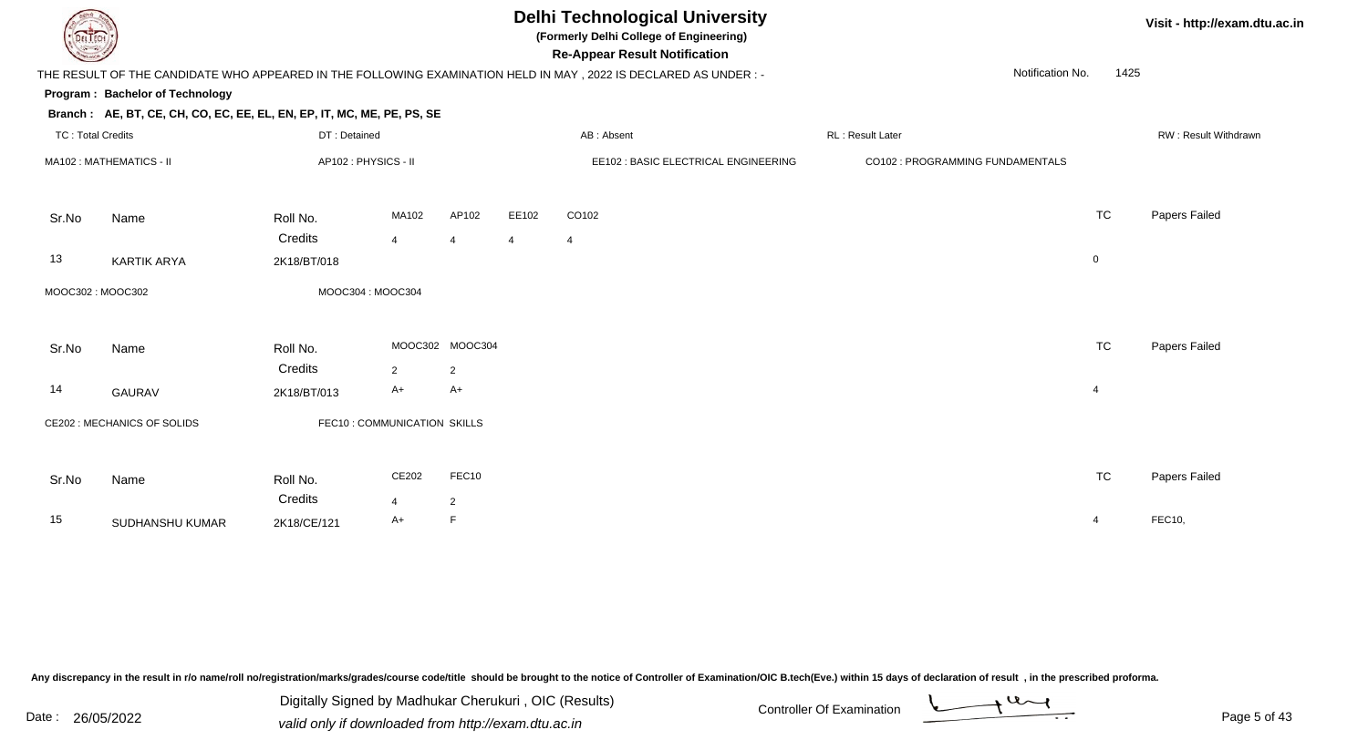# Delhi Technological University

**(Formerly Delhi College of Engineering)**

**Re-Appear Result Notification**

Visit - http://exam.dtu.ac.in

THE RESULT OF THE CANDIDATE WHO APPEARED IN THE FOLLOWING EXAMINATION HELD IN MAY , 2022 IS DECLARED AS UNDER : -

Notification No. 1425

**Program : Bachelor of Technology**

**Branch : AE, BT, CE, CH, CO, EC, EE, EL, EN, EP, IT, MC, ME, PE, PS, SE**

TC : Total Credits | DT : Detained | AB : Absent | RL : Result Later | RW : Result Withdrawn

MA102 : MATHEMATICS - II | AP102 : PHYSICS - II | EE102 : BASIC ELECTRICAL ENGINEERING | CO102 : PROGRAMMING FUNDAMENTALS

| Sr.No | Name | Roll No. | MA102 | AP102 | EE102 | CO102 | TC | Papers Failed |
|---|---|---|---|---|---|---|---|---|
| | | Credits | 4 | 4 | 4 | 4 | | |
| 13 | KARTIK ARYA | 2K18/BT/018 | | | | | 0 | |

MOOC302 : MOOC302 | MOOC304 : MOOC304

| Sr.No | Name | Roll No. | MOOC302 | MOOC304 | TC | Papers Failed |
|---|---|---|---|---|---|---|
| | | Credits | 2 | 2 | | |
| 14 | GAURAV | 2K18/BT/013 | A+ | A+ | 4 | |

CE202 : MECHANICS OF SOLIDS | FEC10 : COMMUNICATION SKILLS

| Sr.No | Name | Roll No. | CE202 | FEC10 | TC | Papers Failed |
|---|---|---|---|---|---|---|
| | | Credits | 4 | 2 | | |
| 15 | SUDHANSHU KUMAR | 2K18/CE/121 | A+ | F | 4 | FEC10, |

Any discrepancy in the result in r/o name/roll no/registration/marks/grades/course code/title should be brought to the notice of Controller of Examination/OIC B.tech(Eve.) within 15 days of declaration of result , in the prescribed proforma.

Date : 26/05/2022

Digitally Signed by Madhukar Cherukuri , OIC (Results)
valid only if downloaded from http://exam.dtu.ac.in

Controller Of Examination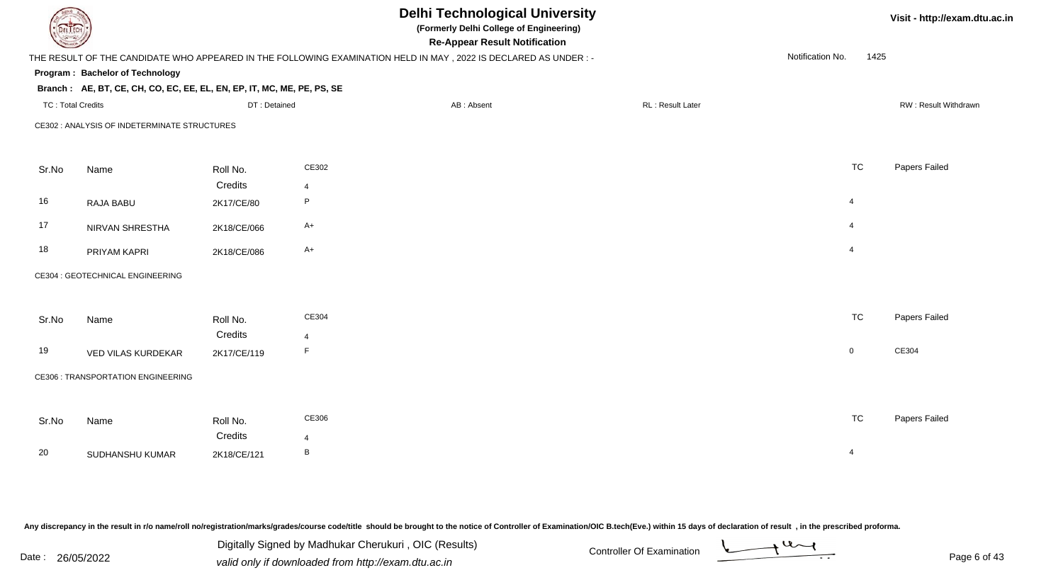# Delhi Technological University

**(Formerly Delhi College of Engineering)**

**Re-Appear Result Notification**

Visit - http://exam.dtu.ac.in

THE RESULT OF THE CANDIDATE WHO APPEARED IN THE FOLLOWING EXAMINATION HELD IN MAY , 2022 IS DECLARED AS UNDER : -

Notification No. 1425

**Program : Bachelor of Technology**

**Branch : AE, BT, CE, CH, CO, EC, EE, EL, EN, EP, IT, MC, ME, PE, PS, SE**

TC : Total Credits | DT : Detained | AB : Absent | RL : Result Later | RW : Result Withdrawn

CE302 : ANALYSIS OF INDETERMINATE STRUCTURES

| Sr.No | Name | Roll No. | CE302 | TC | Papers Failed |
|---|---|---|---|---|---|
| | | Credits | 4 | | |
| 16 | RAJA BABU | 2K17/CE/80 | P | 4 | |
| 17 | NIRVAN SHRESTHA | 2K18/CE/066 | A+ | 4 | |
| 18 | PRIYAM KAPRI | 2K18/CE/086 | A+ | 4 | |

CE304 : GEOTECHNICAL ENGINEERING

| Sr.No | Name | Roll No. | CE304 | TC | Papers Failed |
|---|---|---|---|---|---|
| | | Credits | 4 | | |
| 19 | VED VILAS KURDEKAR | 2K17/CE/119 | F | 0 | CE304 |

CE306 : TRANSPORTATION ENGINEERING

| Sr.No | Name | Roll No. | CE306 | TC | Papers Failed |
|---|---|---|---|---|---|
| | | Credits | 4 | | |
| 20 | SUDHANSHU KUMAR | 2K18/CE/121 | B | 4 | |

Any discrepancy in the result in r/o name/roll no/registration/marks/grades/course code/title should be brought to the notice of Controller of Examination/OIC B.tech(Eve.) within 15 days of declaration of result , in the prescribed proforma.

Date : 26/05/2022

Digitally Signed by Madhukar Cherukuri , OIC (Results)
valid only if downloaded from http://exam.dtu.ac.in

Controller Of Examination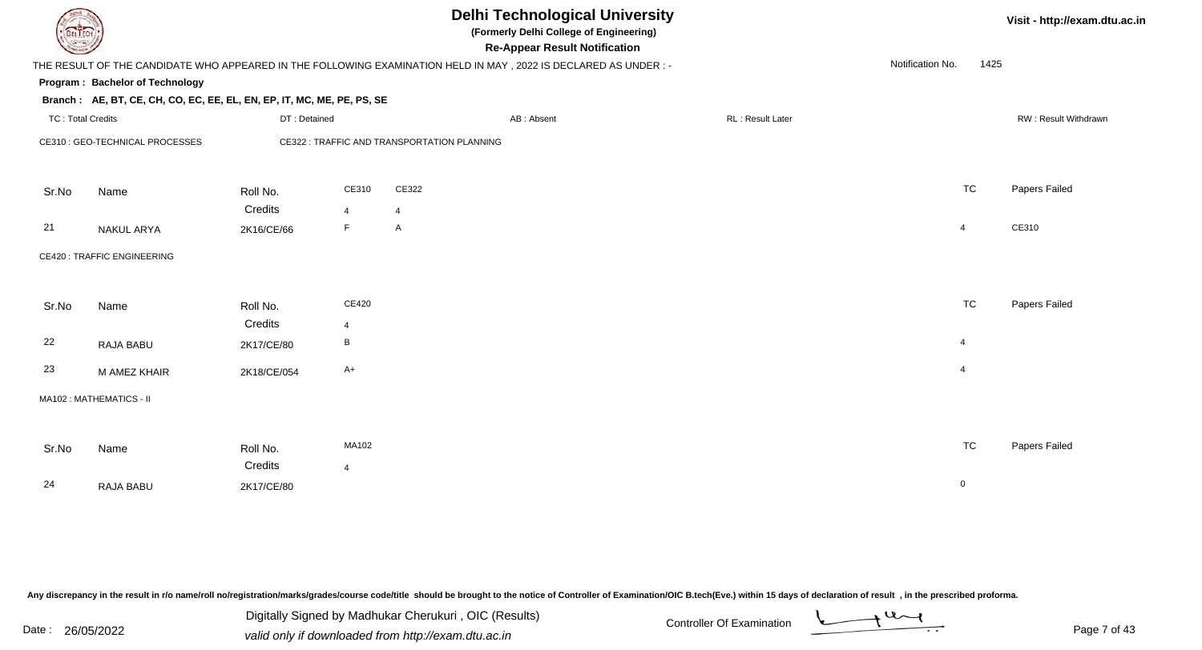# Delhi Technological University

**(Formerly Delhi College of Engineering)**

**Re-Appear Result Notification**

THE RESULT OF THE CANDIDATE WHO APPEARED IN THE FOLLOWING EXAMINATION HELD IN MAY , 2022 IS DECLARED AS UNDER : -

Notification No. 1425

**Program : Bachelor of Technology**

**Branch : AE, BT, CE, CH, CO, EC, EE, EL, EN, EP, IT, MC, ME, PE, PS, SE**

TC : Total Credits | DT : Detained | AB : Absent | RL : Result Later | RW : Result Withdrawn

CE310 : GEO-TECHNICAL PROCESSES | CE322 : TRAFFIC AND TRANSPORTATION PLANNING

| Sr.No | Name | Roll No. | CE310 | CE322 | TC | Papers Failed |
|---|---|---|---|---|---|---|
| | | Credits | 4 | 4 | | |
| 21 | NAKUL ARYA | 2K16/CE/66 | F | A | 4 | CE310 |

CE420 : TRAFFIC ENGINEERING

| Sr.No | Name | Roll No. | CE420 | TC | Papers Failed |
|---|---|---|---|---|---|
| | | Credits | 4 | | |
| 22 | RAJA BABU | 2K17/CE/80 | B | 4 | |
| 23 | M AMEZ KHAIR | 2K18/CE/054 | A+ | 4 | |

MA102 : MATHEMATICS - II

| Sr.No | Name | Roll No. | MA102 | TC | Papers Failed |
|---|---|---|---|---|---|
| | | Credits | 4 | | |
| 24 | RAJA BABU | 2K17/CE/80 | | 0 | |

Any discrepancy in the result in r/o name/roll no/registration/marks/grades/course code/title should be brought to the notice of Controller of Examination/OIC B.tech(Eve.) within 15 days of declaration of result , in the prescribed proforma.

Date : 26/05/2022

Digitally Signed by Madhukar Cherukuri , OIC (Results)
valid only if downloaded from http://exam.dtu.ac.in

Controller Of Examination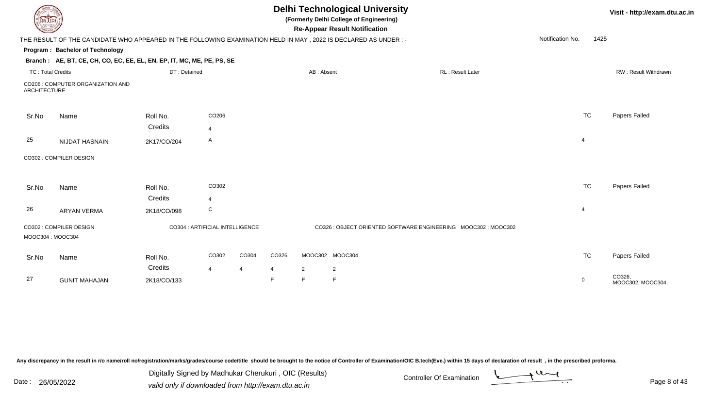# Delhi Technological University

**(Formerly Delhi College of Engineering)**

**Re-Appear Result Notification**

Visit - http://exam.dtu.ac.in

THE RESULT OF THE CANDIDATE WHO APPEARED IN THE FOLLOWING EXAMINATION HELD IN MAY , 2022 IS DECLARED AS UNDER : -

Notification No. 1425

**Program : Bachelor of Technology**

**Branch : AE, BT, CE, CH, CO, EC, EE, EL, EN, EP, IT, MC, ME, PE, PS, SE**

TC : Total Credits | DT : Detained | AB : Absent | RL : Result Later | RW : Result Withdrawn

CO206 : COMPUTER ORGANIZATION AND ARCHITECTURE

| Sr.No | Name | Roll No. | CO206 | TC | Papers Failed |
|---|---|---|---|---|---|
| | | Credits | 4 | | |
| 25 | NIJDAT HASNAIN | 2K17/CO/204 | A | 4 | |

CO302 : COMPILER DESIGN

| Sr.No | Name | Roll No. | CO302 | TC | Papers Failed |
|---|---|---|---|---|---|
| | | Credits | 4 | | |
| 26 | ARYAN VERMA | 2K18/CO/098 | C | 4 | |

CO302 : COMPILER DESIGN | CO304 : ARTIFICIAL INTELLIGENCE | CO326 : OBJECT ORIENTED SOFTWARE ENGINEERING | MOOC302 : MOOC302 | MOOC304 : MOOC304

| Sr.No | Name | Roll No. | CO302 | CO304 | CO326 | MOOC302 | MOOC304 | TC | Papers Failed |
|---|---|---|---|---|---|---|---|---|---|
| | | Credits | 4 | 4 | 4 | 2 | 2 | | |
| 27 | GUNIT MAHAJAN | 2K18/CO/133 | | | F | F | F | 0 | CO326, MOOC302, MOOC304, |

Any discrepancy in the result in r/o name/roll no/registration/marks/grades/course code/title should be brought to the notice of Controller of Examination/OIC B.tech(Eve.) within 15 days of declaration of result , in the prescribed proforma.

Date : 26/05/2022

Digitally Signed by Madhukar Cherukuri , OIC (Results)
valid only if downloaded from http://exam.dtu.ac.in

Controller Of Examination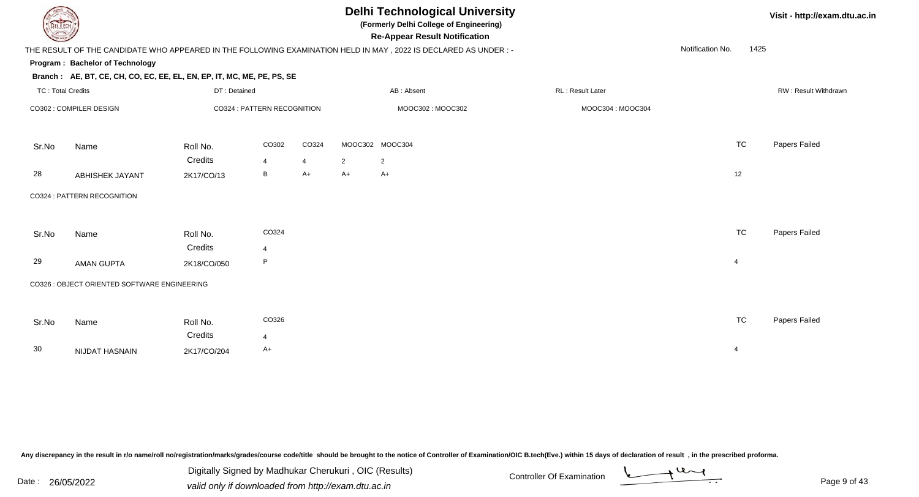# Delhi Technological University

**(Formerly Delhi College of Engineering)**

**Re-Appear Result Notification**

Visit - http://exam.dtu.ac.in

THE RESULT OF THE CANDIDATE WHO APPEARED IN THE FOLLOWING EXAMINATION HELD IN MAY , 2022 IS DECLARED AS UNDER : -

Notification No. 1425

**Program : Bachelor of Technology**

**Branch : AE, BT, CE, CH, CO, EC, EE, EL, EN, EP, IT, MC, ME, PE, PS, SE**

TC : Total Credits | DT : Detained | AB : Absent | RL : Result Later | RW : Result Withdrawn

CO302 : COMPILER DESIGN | CO324 : PATTERN RECOGNITION | MOOC302 : MOOC302 | MOOC304 : MOOC304

| Sr.No | Name | Roll No. | CO302 | CO324 | MOOC302 | MOOC304 | TC | Papers Failed |
|---|---|---|---|---|---|---|---|---|
| | | Credits | 4 | 4 | 2 | 2 | | |
| 28 | ABHISHEK JAYANT | 2K17/CO/13 | B | A+ | A+ | A+ | 12 | |

CO324 : PATTERN RECOGNITION

| Sr.No | Name | Roll No. | CO324 | TC | Papers Failed |
|---|---|---|---|---|---|
| | | Credits | 4 | | |
| 29 | AMAN GUPTA | 2K18/CO/050 | P | 4 | |

CO326 : OBJECT ORIENTED SOFTWARE ENGINEERING

| Sr.No | Name | Roll No. | CO326 | TC | Papers Failed |
|---|---|---|---|---|---|
| | | Credits | 4 | | |
| 30 | NIJDAT HASNAIN | 2K17/CO/204 | A+ | 4 | |

Any discrepancy in the result in r/o name/roll no/registration/marks/grades/course code/title should be brought to the notice of Controller of Examination/OIC B.tech(Eve.) within 15 days of declaration of result , in the prescribed proforma.

Date : 26/05/2022

Digitally Signed by Madhukar Cherukuri , OIC (Results)
valid only if downloaded from http://exam.dtu.ac.in

Controller Of Examination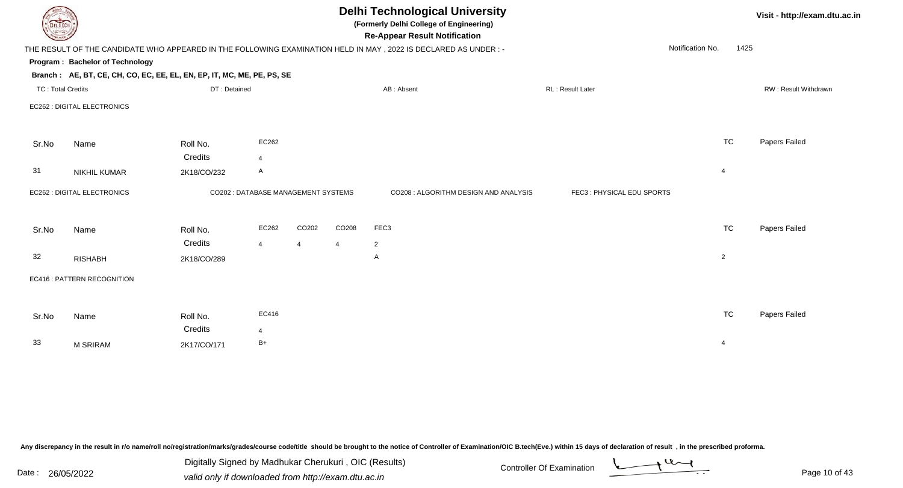# Delhi Technological University

**(Formerly Delhi College of Engineering)**

**Re-Appear Result Notification**

THE RESULT OF THE CANDIDATE WHO APPEARED IN THE FOLLOWING EXAMINATION HELD IN MAY , 2022 IS DECLARED AS UNDER : -

Notification No. 1425

**Program : Bachelor of Technology**

**Branch : AE, BT, CE, CH, CO, EC, EE, EL, EN, EP, IT, MC, ME, PE, PS, SE**

TC : Total Credits | DT : Detained | AB : Absent | RL : Result Later | RW : Result Withdrawn

EC262 : DIGITAL ELECTRONICS

| Sr.No | Name | Roll No. | EC262 | TC | Papers Failed |
|---|---|---|---|---|---|
| | | Credits | 4 | | |
| 31 | NIKHIL KUMAR | 2K18/CO/232 | A | 4 | |

EC262 : DIGITAL ELECTRONICS | CO202 : DATABASE MANAGEMENT SYSTEMS | CO208 : ALGORITHM DESIGN AND ANALYSIS | FEC3 : PHYSICAL EDU SPORTS

| Sr.No | Name | Roll No. | EC262 | CO202 | CO208 | FEC3 | TC | Papers Failed |
|---|---|---|---|---|---|---|---|---|
| | | Credits | 4 | 4 | 4 | 2 | | |
| 32 | RISHABH | 2K18/CO/289 | | | | A | 2 | |

EC416 : PATTERN RECOGNITION

| Sr.No | Name | Roll No. | EC416 | TC | Papers Failed |
|---|---|---|---|---|---|
| | | Credits | 4 | | |
| 33 | M SRIRAM | 2K17/CO/171 | B+ | 4 | |

Any discrepancy in the result in r/o name/roll no/registration/marks/grades/course code/title should be brought to the notice of Controller of Examination/OIC B.tech(Eve.) within 15 days of declaration of result , in the prescribed proforma.

Date : 26/05/2022

Digitally Signed by Madhukar Cherukuri , OIC (Results)
valid only if downloaded from http://exam.dtu.ac.in

Controller Of Examination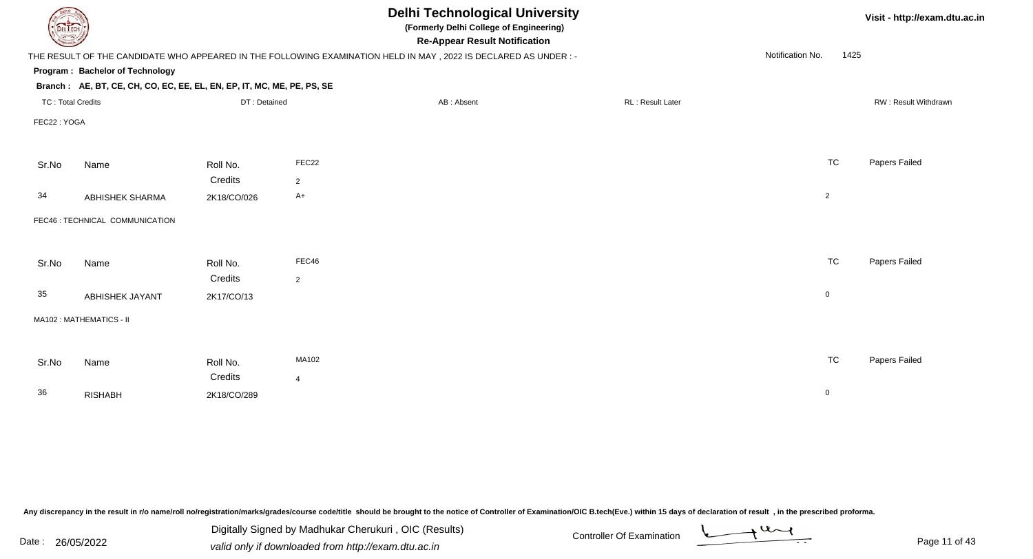# Delhi Technological University

**(Formerly Delhi College of Engineering)**

**Re-Appear Result Notification**

Visit - http://exam.dtu.ac.in

THE RESULT OF THE CANDIDATE WHO APPEARED IN THE FOLLOWING EXAMINATION HELD IN MAY , 2022 IS DECLARED AS UNDER : -

Notification No. 1425

**Program : Bachelor of Technology**

**Branch : AE, BT, CE, CH, CO, EC, EE, EL, EN, EP, IT, MC, ME, PE, PS, SE**

TC : Total Credits | DT : Detained | AB : Absent | RL : Result Later | RW : Result Withdrawn

FEC22 : YOGA

| Sr.No | Name | Roll No. | FEC22 | TC | Papers Failed |
|---|---|---|---|---|---|
| | | Credits | 2 | | |
| 34 | ABHISHEK SHARMA | 2K18/CO/026 | A+ | 2 | |

FEC46 : TECHNICAL COMMUNICATION

| Sr.No | Name | Roll No. | FEC46 | TC | Papers Failed |
|---|---|---|---|---|---|
| | | Credits | 2 | | |
| 35 | ABHISHEK JAYANT | 2K17/CO/13 | | 0 | |

MA102 : MATHEMATICS - II

| Sr.No | Name | Roll No. | MA102 | TC | Papers Failed |
|---|---|---|---|---|---|
| | | Credits | 4 | | |
| 36 | RISHABH | 2K18/CO/289 | | 0 | |

Any discrepancy in the result in r/o name/roll no/registration/marks/grades/course code/title should be brought to the notice of Controller of Examination/OIC B.tech(Eve.) within 15 days of declaration of result , in the prescribed proforma.

Date : 26/05/2022

Digitally Signed by Madhukar Cherukuri , OIC (Results)

valid only if downloaded from http://exam.dtu.ac.in

Controller Of Examination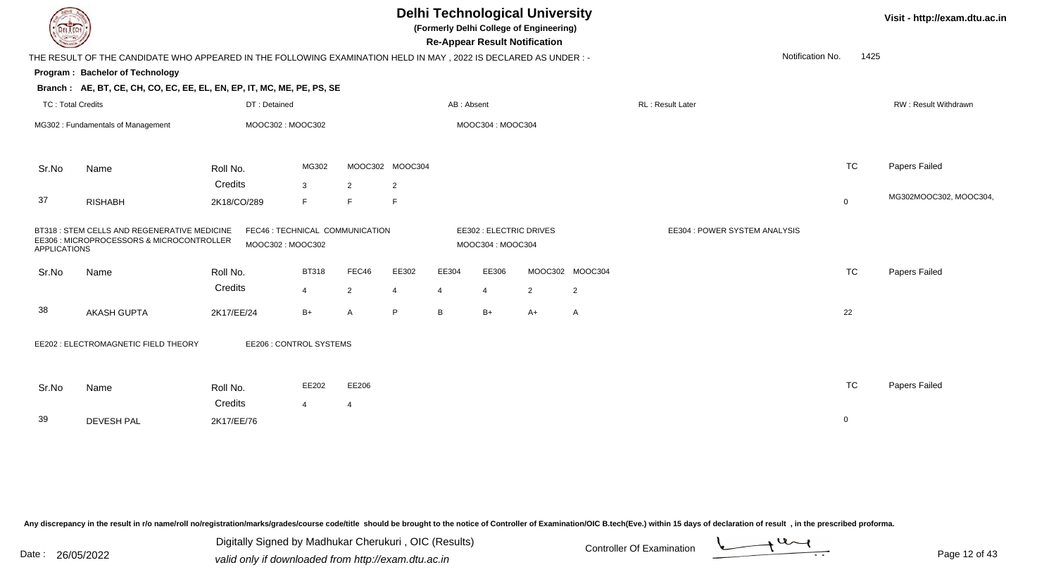# Delhi Technological University

**(Formerly Delhi College of Engineering)**

**Re-Appear Result Notification**

Visit - http://exam.dtu.ac.in

THE RESULT OF THE CANDIDATE WHO APPEARED IN THE FOLLOWING EXAMINATION HELD IN MAY , 2022 IS DECLARED AS UNDER : -

Notification No. 1425

**Program : Bachelor of Technology**

**Branch : AE, BT, CE, CH, CO, EC, EE, EL, EN, EP, IT, MC, ME, PE, PS, SE**

TC : Total Credits | DT : Detained | AB : Absent | RL : Result Later | RW : Result Withdrawn

MG302 : Fundamentals of Management | MOOC302 : MOOC302 | MOOC304 : MOOC304

| Sr.No | Name | Roll No. | MG302 | MOOC302 | MOOC304 | TC | Papers Failed |
|---|---|---|---|---|---|---|---|
| | | Credits | 3 | 2 | 2 | | |
| 37 | RISHABH | 2K18/CO/289 | F | F | F | 0 | MG302MOOC302, MOOC304, |

BT318 : STEM CELLS AND REGENERATIVE MEDICINE | FEC46 : TECHNICAL COMMUNICATION | EE302 : ELECTRIC DRIVES | EE304 : POWER SYSTEM ANALYSIS | EE306 : MICROPROCESSORS & MICROCONTROLLER APPLICATIONS | MOOC302 : MOOC302 | MOOC304 : MOOC304

| Sr.No | Name | Roll No. | BT318 | FEC46 | EE302 | EE304 | EE306 | MOOC302 | MOOC304 | TC | Papers Failed |
|---|---|---|---|---|---|---|---|---|---|---|---|
| | | Credits | 4 | 2 | 4 | 4 | 4 | 2 | 2 | | |
| 38 | AKASH GUPTA | 2K17/EE/24 | B+ | A | P | B | B+ | A+ | A | 22 | |

EE202 : ELECTROMAGNETIC FIELD THEORY | EE206 : CONTROL SYSTEMS

| Sr.No | Name | Roll No. | EE202 | EE206 | TC | Papers Failed |
|---|---|---|---|---|---|---|
| | | Credits | 4 | 4 | | |
| 39 | DEVESH PAL | 2K17/EE/76 | | | 0 | |

Any discrepancy in the result in r/o name/roll no/registration/marks/grades/course code/title should be brought to the notice of Controller of Examination/OIC B.tech(Eve.) within 15 days of declaration of result , in the prescribed proforma.

Date : 26/05/2022

Digitally Signed by Madhukar Cherukuri , OIC (Results)
valid only if downloaded from http://exam.dtu.ac.in

Controller Of Examination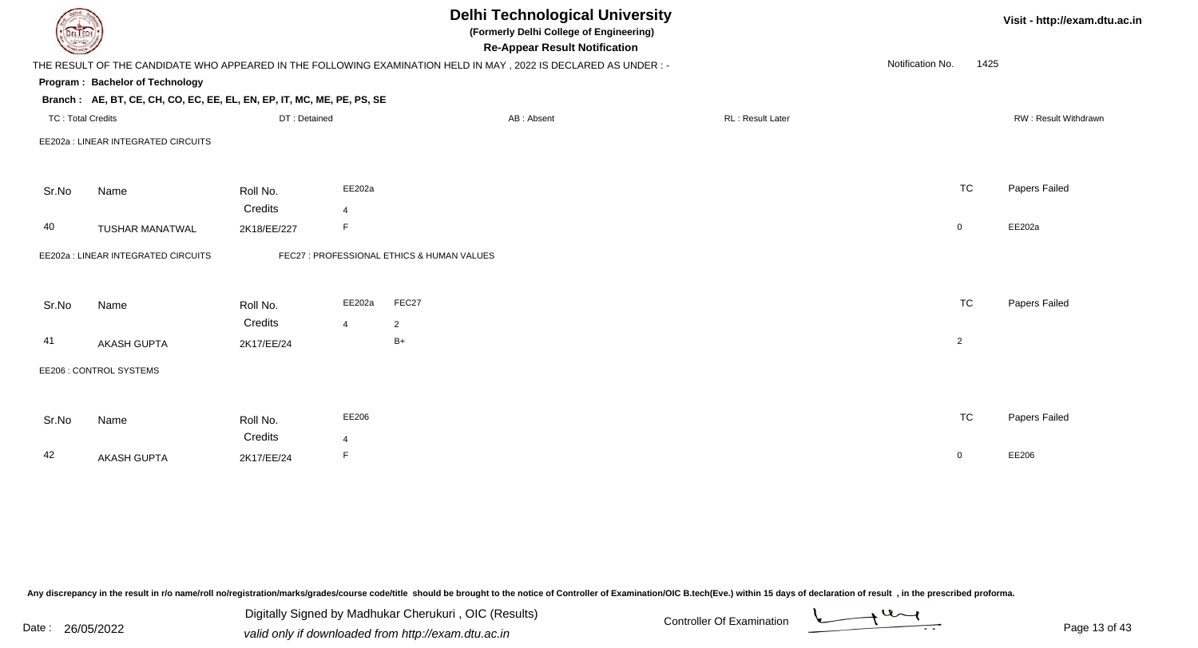# Delhi Technological University

**(Formerly Delhi College of Engineering)**

**Re-Appear Result Notification**

Visit - http://exam.dtu.ac.in

THE RESULT OF THE CANDIDATE WHO APPEARED IN THE FOLLOWING EXAMINATION HELD IN MAY , 2022 IS DECLARED AS UNDER : -

Notification No. 1425

**Program : Bachelor of Technology**

**Branch : AE, BT, CE, CH, CO, EC, EE, EL, EN, EP, IT, MC, ME, PE, PS, SE**

TC : Total Credits | DT : Detained | AB : Absent | RL : Result Later | RW : Result Withdrawn

EE202a : LINEAR INTEGRATED CIRCUITS

| Sr.No | Name | Roll No. | EE202a | TC | Papers Failed |
|---|---|---|---|---|---|
| | | Credits | 4 | | |
| 40 | TUSHAR MANATWAL | 2K18/EE/227 | F | 0 | EE202a |

EE202a : LINEAR INTEGRATED CIRCUITS    FEC27 : PROFESSIONAL ETHICS & HUMAN VALUES

| Sr.No | Name | Roll No. | EE202a | FEC27 | TC | Papers Failed |
|---|---|---|---|---|---|---|
| | | Credits | 4 | 2 | | |
| 41 | AKASH GUPTA | 2K17/EE/24 | | B+ | 2 | |

EE206 : CONTROL SYSTEMS

| Sr.No | Name | Roll No. | EE206 | TC | Papers Failed |
|---|---|---|---|---|---|
| | | Credits | 4 | | |
| 42 | AKASH GUPTA | 2K17/EE/24 | F | 0 | EE206 |

Any discrepancy in the result in r/o name/roll no/registration/marks/grades/course code/title should be brought to the notice of Controller of Examination/OIC B.tech(Eve.) within 15 days of declaration of result , in the prescribed proforma.

Date : 26/05/2022

Digitally Signed by Madhukar Cherukuri , OIC (Results)
*valid only if downloaded from http://exam.dtu.ac.in*

Controller Of Examination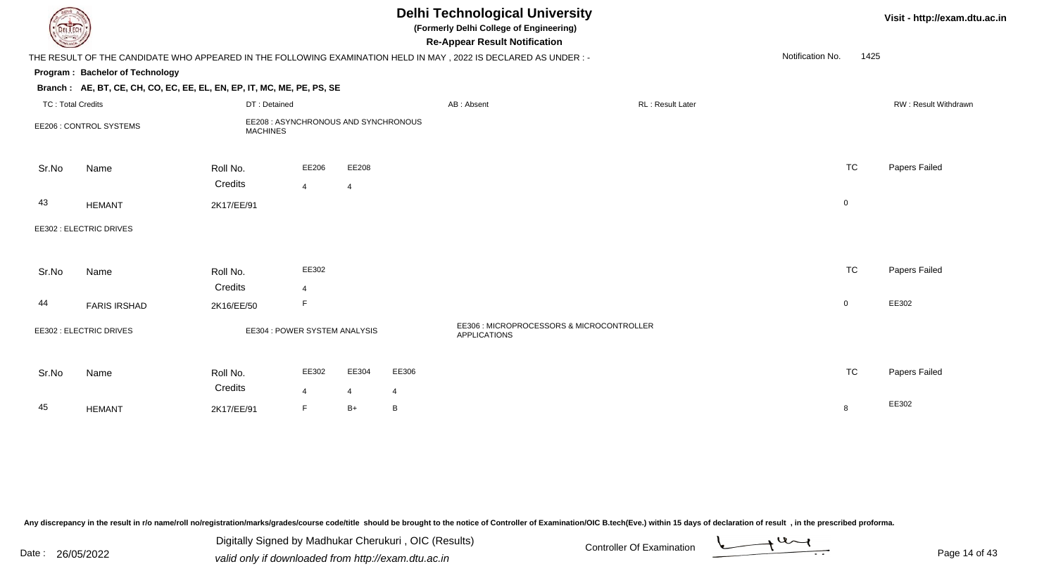# Delhi Technological University

**(Formerly Delhi College of Engineering)**

**Re-Appear Result Notification**

Visit - http://exam.dtu.ac.in

THE RESULT OF THE CANDIDATE WHO APPEARED IN THE FOLLOWING EXAMINATION HELD IN MAY , 2022 IS DECLARED AS UNDER : -

Notification No. 1425

**Program : Bachelor of Technology**

**Branch : AE, BT, CE, CH, CO, EC, EE, EL, EN, EP, IT, MC, ME, PE, PS, SE**

TC : Total Credits | DT : Detained | AB : Absent | RL : Result Later | RW : Result Withdrawn

EE206 : CONTROL SYSTEMS | EE208 : ASYNCHRONOUS AND SYNCHRONOUS MACHINES

| Sr.No | Name | Roll No. | EE206 | EE208 | TC | Papers Failed |
|---|---|---|---|---|---|---|
| | | Credits | 4 | 4 | | |
| 43 | HEMANT | 2K17/EE/91 | | | 0 | |

EE302 : ELECTRIC DRIVES

| Sr.No | Name | Roll No. | EE302 | TC | Papers Failed |
|---|---|---|---|---|---|
| | | Credits | 4 | | |
| 44 | FARIS IRSHAD | 2K16/EE/50 | F | 0 | EE302 |

EE302 : ELECTRIC DRIVES | EE304 : POWER SYSTEM ANALYSIS | EE306 : MICROPROCESSORS & MICROCONTROLLER APPLICATIONS

| Sr.No | Name | Roll No. | EE302 | EE304 | EE306 | TC | Papers Failed |
|---|---|---|---|---|---|---|---|
| | | Credits | 4 | 4 | 4 | | |
| 45 | HEMANT | 2K17/EE/91 | F | B+ | B | 8 | EE302 |

Any discrepancy in the result in r/o name/roll no/registration/marks/grades/course code/title should be brought to the notice of Controller of Examination/OIC B.tech(Eve.) within 15 days of declaration of result , in the prescribed proforma.

Date : 26/05/2022

Digitally Signed by Madhukar Cherukuri , OIC (Results)

valid only if downloaded from http://exam.dtu.ac.in

Controller Of Examination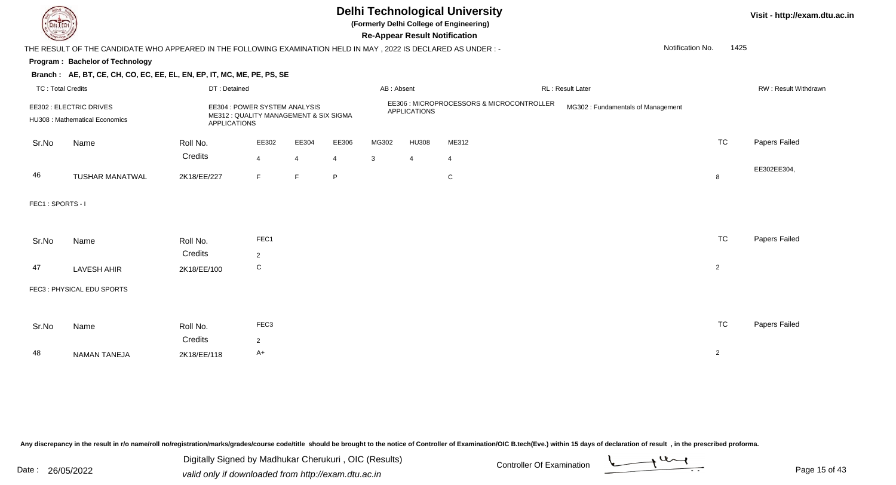# Delhi Technological University

**(Formerly Delhi College of Engineering)**

**Re-Appear Result Notification**

Visit - http://exam.dtu.ac.in

THE RESULT OF THE CANDIDATE WHO APPEARED IN THE FOLLOWING EXAMINATION HELD IN MAY , 2022 IS DECLARED AS UNDER : -

Notification No. 1425

**Program : Bachelor of Technology**

**Branch : AE, BT, CE, CH, CO, EC, EE, EL, EN, EP, IT, MC, ME, PE, PS, SE**

TC : Total Credits | DT : Detained | AB : Absent | RL : Result Later | RW : Result Withdrawn

EE302 : ELECTRIC DRIVES
HU308 : Mathematical Economics
EE304 : POWER SYSTEM ANALYSIS
ME312 : QUALITY MANAGEMENT & SIX SIGMA APPLICATIONS
EE306 : MICROPROCESSORS & MICROCONTROLLER APPLICATIONS
MG302 : Fundamentals of Management

| Sr.No | Name | Roll No. | EE302 | EE304 | EE306 | MG302 | HU308 | ME312 | TC | Papers Failed |
|---|---|---|---|---|---|---|---|---|---|---|
| | | Credits | 4 | 4 | 4 | 3 | 4 | 4 | | |
| 46 | TUSHAR MANATWAL | 2K18/EE/227 | F | F | P | | | C | 8 | EE302EE304, |

FEC1 : SPORTS - I

| Sr.No | Name | Roll No. | FEC1 | TC | Papers Failed |
|---|---|---|---|---|---|
| | | Credits | 2 | | |
| 47 | LAVESH AHIR | 2K18/EE/100 | C | 2 | |

FEC3 : PHYSICAL EDU SPORTS

| Sr.No | Name | Roll No. | FEC3 | TC | Papers Failed |
|---|---|---|---|---|---|
| | | Credits | 2 | | |
| 48 | NAMAN TANEJA | 2K18/EE/118 | A+ | 2 | |

Any discrepancy in the result in r/o name/roll no/registration/marks/grades/course code/title should be brought to the notice of Controller of Examination/OIC B.tech(Eve.) within 15 days of declaration of result , in the prescribed proforma.

Date : 26/05/2022

Digitally Signed by Madhukar Cherukuri , OIC (Results)
valid only if downloaded from http://exam.dtu.ac.in

Controller Of Examination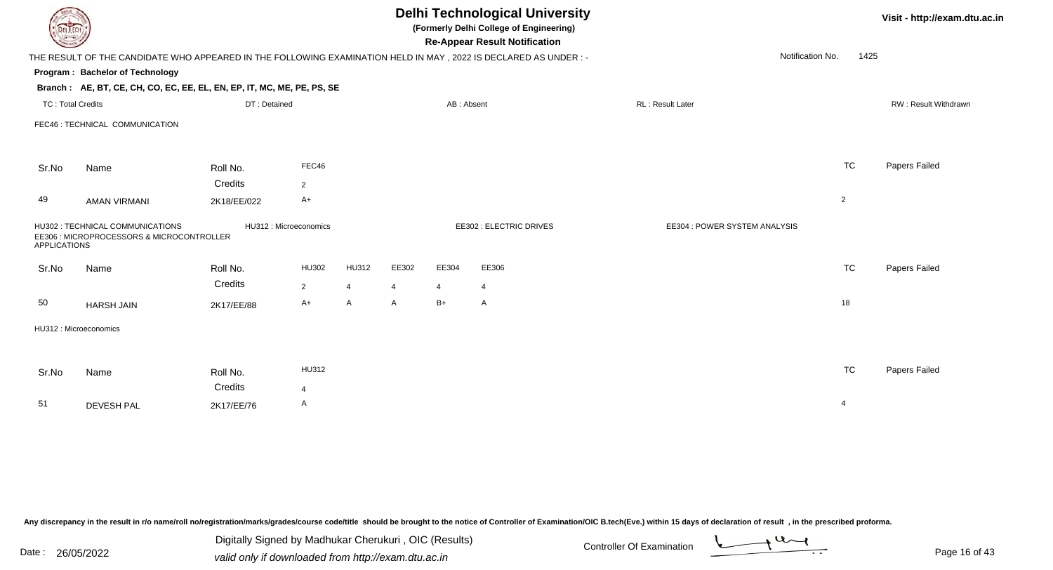# Delhi Technological University

**(Formerly Delhi College of Engineering)**

**Re-Appear Result Notification**

Visit - http://exam.dtu.ac.in

THE RESULT OF THE CANDIDATE WHO APPEARED IN THE FOLLOWING EXAMINATION HELD IN MAY , 2022 IS DECLARED AS UNDER : -

Notification No. 1425

**Program : Bachelor of Technology**

**Branch : AE, BT, CE, CH, CO, EC, EE, EL, EN, EP, IT, MC, ME, PE, PS, SE**

TC : Total Credits | DT : Detained | AB : Absent | RL : Result Later | RW : Result Withdrawn

FEC46 : TECHNICAL COMMUNICATION

| Sr.No | Name | Roll No. | FEC46 | TC | Papers Failed |
|---|---|---|---|---|---|
| | | Credits | 2 | | |
| 49 | AMAN VIRMANI | 2K18/EE/022 | A+ | 2 | |

HU302 : TECHNICAL COMMUNICATIONS | HU312 : Microeconomics | EE302 : ELECTRIC DRIVES | EE304 : POWER SYSTEM ANALYSIS | EE306 : MICROPROCESSORS & MICROCONTROLLER APPLICATIONS

| Sr.No | Name | Roll No. | HU302 | HU312 | EE302 | EE304 | EE306 | TC | Papers Failed |
|---|---|---|---|---|---|---|---|---|---|
| | | Credits | 2 | 4 | 4 | 4 | 4 | | |
| 50 | HARSH JAIN | 2K17/EE/88 | A+ | A | A | B+ | A | 18 | |

HU312 : Microeconomics

| Sr.No | Name | Roll No. | HU312 | TC | Papers Failed |
|---|---|---|---|---|---|
| | | Credits | 4 | | |
| 51 | DEVESH PAL | 2K17/EE/76 | A | 4 | |

Any discrepancy in the result in r/o name/roll no/registration/marks/grades/course code/title should be brought to the notice of Controller of Examination/OIC B.tech(Eve.) within 15 days of declaration of result , in the prescribed proforma.

Date : 26/05/2022

Digitally Signed by Madhukar Cherukuri , OIC (Results)
valid only if downloaded from http://exam.dtu.ac.in

Controller Of Examination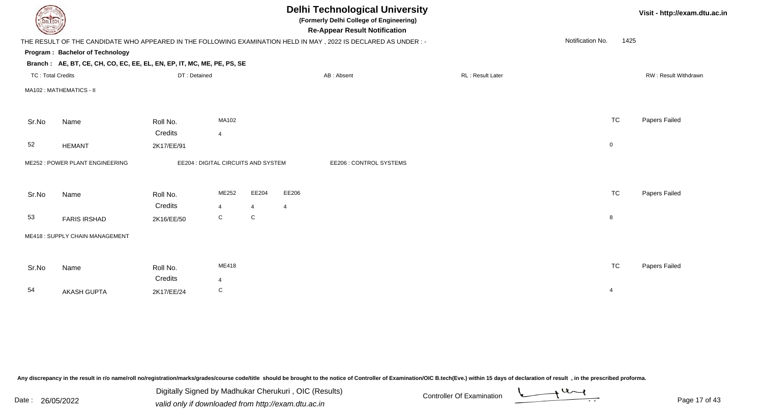# Delhi Technological University

**(Formerly Delhi College of Engineering)**

**Re-Appear Result Notification**

Visit - http://exam.dtu.ac.in

THE RESULT OF THE CANDIDATE WHO APPEARED IN THE FOLLOWING EXAMINATION HELD IN MAY , 2022 IS DECLARED AS UNDER : -

Notification No. 1425

**Program : Bachelor of Technology**

**Branch : AE, BT, CE, CH, CO, EC, EE, EL, EN, EP, IT, MC, ME, PE, PS, SE**

TC : Total Credits | DT : Detained | AB : Absent | RL : Result Later | RW : Result Withdrawn

MA102 : MATHEMATICS - II

| Sr.No | Name | Roll No. | MA102 | TC | Papers Failed |
|---|---|---|---|---|---|
| | | Credits | 4 | | |
| 52 | HEMANT | 2K17/EE/91 | | 0 | |

ME252 : POWER PLANT ENGINEERING | EE204 : DIGITAL CIRCUITS AND SYSTEM | EE206 : CONTROL SYSTEMS

| Sr.No | Name | Roll No. | ME252 | EE204 | EE206 | TC | Papers Failed |
|---|---|---|---|---|---|---|---|
| | | Credits | 4 | 4 | 4 | | |
| 53 | FARIS IRSHAD | 2K16/EE/50 | C | C | | 8 | |

ME418 : SUPPLY CHAIN MANAGEMENT

| Sr.No | Name | Roll No. | ME418 | TC | Papers Failed |
|---|---|---|---|---|---|
| | | Credits | 4 | | |
| 54 | AKASH GUPTA | 2K17/EE/24 | C | 4 | |

Any discrepancy in the result in r/o name/roll no/registration/marks/grades/course code/title should be brought to the notice of Controller of Examination/OIC B.tech(Eve.) within 15 days of declaration of result , in the prescribed proforma.

Date : 26/05/2022

Digitally Signed by Madhukar Cherukuri , OIC (Results)
valid only if downloaded from http://exam.dtu.ac.in

Controller Of Examination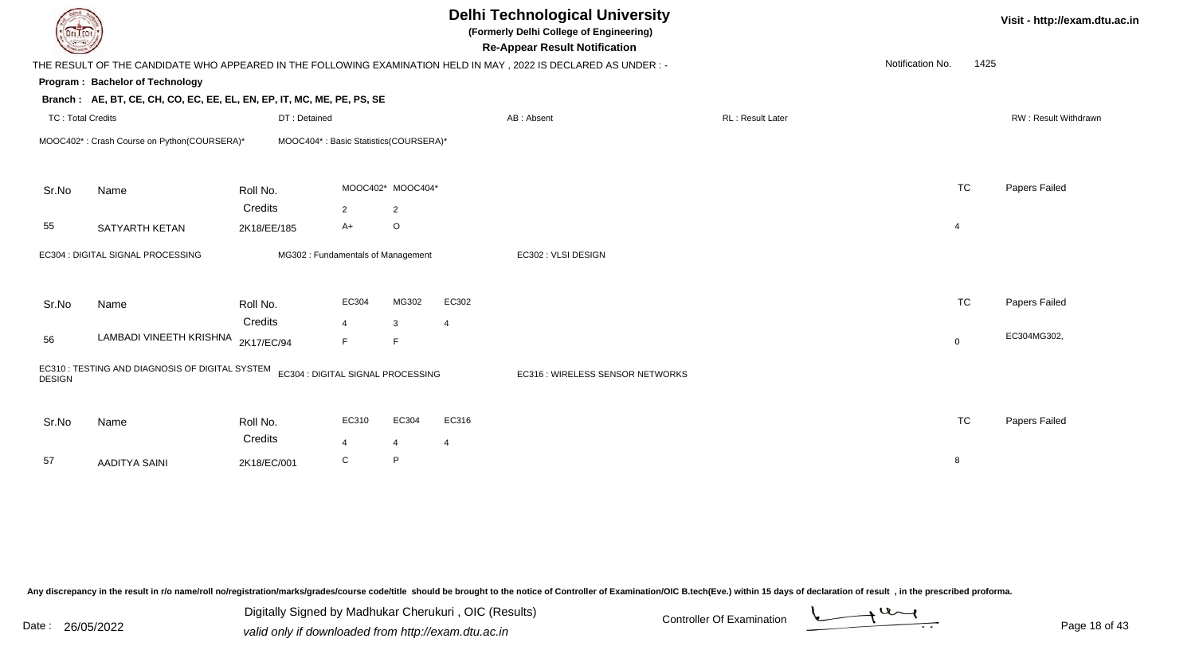# Delhi Technological University

**(Formerly Delhi College of Engineering)**

**Re-Appear Result Notification**

Visit - http://exam.dtu.ac.in

THE RESULT OF THE CANDIDATE WHO APPEARED IN THE FOLLOWING EXAMINATION HELD IN MAY , 2022 IS DECLARED AS UNDER : -

Notification No. 1425

**Program : Bachelor of Technology**

**Branch : AE, BT, CE, CH, CO, EC, EE, EL, EN, EP, IT, MC, ME, PE, PS, SE**

TC : Total Credits | DT : Detained | AB : Absent | RL : Result Later | RW : Result Withdrawn

MOOC402* : Crash Course on Python(COURSERA)* | MOOC404* : Basic Statistics(COURSERA)*

| Sr.No | Name | Roll No. | MOOC402* | MOOC404* | TC | Papers Failed |
|---|---|---|---|---|---|---|
| | | Credits | 2 | 2 | | |
| 55 | SATYARTH KETAN | 2K18/EE/185 | A+ | O | 4 | |

EC304 : DIGITAL SIGNAL PROCESSING | MG302 : Fundamentals of Management | EC302 : VLSI DESIGN

| Sr.No | Name | Roll No. | EC304 | MG302 | EC302 | TC | Papers Failed |
|---|---|---|---|---|---|---|---|
| | | Credits | 4 | 3 | 4 | | |
| 56 | LAMBADI VINEETH KRISHNA | 2K17/EC/94 | F | F | | 0 | EC304MG302, |

EC310 : TESTING AND DIAGNOSIS OF DIGITAL SYSTEM DESIGN | EC304 : DIGITAL SIGNAL PROCESSING | EC316 : WIRELESS SENSOR NETWORKS

| Sr.No | Name | Roll No. | EC310 | EC304 | EC316 | TC | Papers Failed |
|---|---|---|---|---|---|---|---|
| | | Credits | 4 | 4 | 4 | | |
| 57 | AADITYA SAINI | 2K18/EC/001 | C | P | | 8 | |

Any discrepancy in the result in r/o name/roll no/registration/marks/grades/course code/title should be brought to the notice of Controller of Examination/OIC B.tech(Eve.) within 15 days of declaration of result , in the prescribed proforma.

Date : 26/05/2022

Digitally Signed by Madhukar Cherukuri , OIC (Results)
valid only if downloaded from http://exam.dtu.ac.in

Controller Of Examination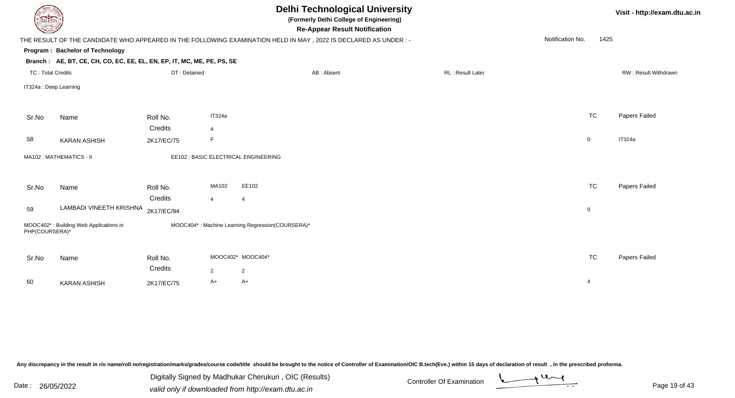# Delhi Technological University

**(Formerly Delhi College of Engineering)**

**Re-Appear Result Notification**

THE RESULT OF THE CANDIDATE WHO APPEARED IN THE FOLLOWING EXAMINATION HELD IN MAY , 2022 IS DECLARED AS UNDER : -

Notification No. 1425

**Program : Bachelor of Technology**

**Branch : AE, BT, CE, CH, CO, EC, EE, EL, EN, EP, IT, MC, ME, PE, PS, SE**

TC : Total Credits | DT : Detained | AB : Absent | RL : Result Later | RW : Result Withdrawn

IT324a : Deep Learning

| Sr.No | Name | Roll No. | IT324a | TC | Papers Failed |
|---|---|---|---|---|---|
| | | Credits | 4 | | |
| 58 | KARAN ASHISH | 2K17/EC/75 | F | 0 | IT324a |

MA102 : MATHEMATICS - II

EE102 : BASIC ELECTRICAL ENGINEERING

| Sr.No | Name | Roll No. | MA102 | EE102 | TC | Papers Failed |
|---|---|---|---|---|---|---|
| | | Credits | 4 | 4 | | |
| 59 | LAMBADI VINEETH KRISHNA | 2K17/EC/94 | | | 0 | |

MOOC402* : Building Web Applications in PHP(COURSERA)*

MOOC404* : Machine Learning Regression(COURSERA)*

| Sr.No | Name | Roll No. | MOOC402* | MOOC404* | TC | Papers Failed |
|---|---|---|---|---|---|---|
| | | Credits | 2 | 2 | | |
| 60 | KARAN ASHISH | 2K17/EC/75 | A+ | A+ | 4 | |

Any discrepancy in the result in r/o name/roll no/registration/marks/grades/course code/title should be brought to the notice of Controller of Examination/OIC B.tech(Eve.) within 15 days of declaration of result , in the prescribed proforma.

Date : 26/05/2022

Digitally Signed by Madhukar Cherukuri , OIC (Results)

valid only if downloaded from http://exam.dtu.ac.in

Controller Of Examination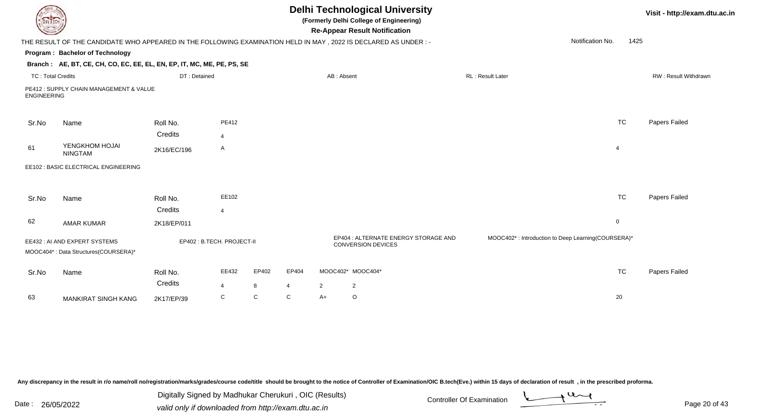# Delhi Technological University

**(Formerly Delhi College of Engineering)**

**Re-Appear Result Notification**

Visit - http://exam.dtu.ac.in

THE RESULT OF THE CANDIDATE WHO APPEARED IN THE FOLLOWING EXAMINATION HELD IN MAY , 2022 IS DECLARED AS UNDER : -

Notification No. 1425

**Program : Bachelor of Technology**

**Branch : AE, BT, CE, CH, CO, EC, EE, EL, EN, EP, IT, MC, ME, PE, PS, SE**

TC : Total Credits | DT : Detained | AB : Absent | RL : Result Later | RW : Result Withdrawn

PE412 : SUPPLY CHAIN MANAGEMENT & VALUE ENGINEERING

| Sr.No | Name | Roll No. | PE412 | TC | Papers Failed |
|---|---|---|---|---|---|
| | | Credits | 4 | | |
| 61 | YENGKHOM HOJAI NINGTAM | 2K16/EC/196 | A | 4 | |

EE102 : BASIC ELECTRICAL ENGINEERING

| Sr.No | Name | Roll No. | EE102 | TC | Papers Failed |
|---|---|---|---|---|---|
| | | Credits | 4 | | |
| 62 | AMAR KUMAR | 2K18/EP/011 | | 0 | |

EE432 : AI AND EXPERT SYSTEMS

EP402 : B.TECH. PROJECT-II

EP404 : ALTERNATE ENERGY STORAGE AND CONVERSION DEVICES

MOOC402* : Introduction to Deep Learning(COURSERA)*

MOOC404* : Data Structures(COURSERA)*

| Sr.No | Name | Roll No. | EE432 | EP402 | EP404 | MOOC402* | MOOC404* | TC | Papers Failed |
|---|---|---|---|---|---|---|---|---|---|
| | | Credits | 4 | 8 | 4 | 2 | 2 | | |
| 63 | MANKIRAT SINGH KANG | 2K17/EP/39 | C | C | C | A+ | O | 20 | |

Any discrepancy in the result in r/o name/roll no/registration/marks/grades/course code/title should be brought to the notice of Controller of Examination/OIC B.tech(Eve.) within 15 days of declaration of result , in the prescribed proforma.

Date : 26/05/2022

Digitally Signed by Madhukar Cherukuri , OIC (Results)

valid only if downloaded from http://exam.dtu.ac.in

Controller Of Examination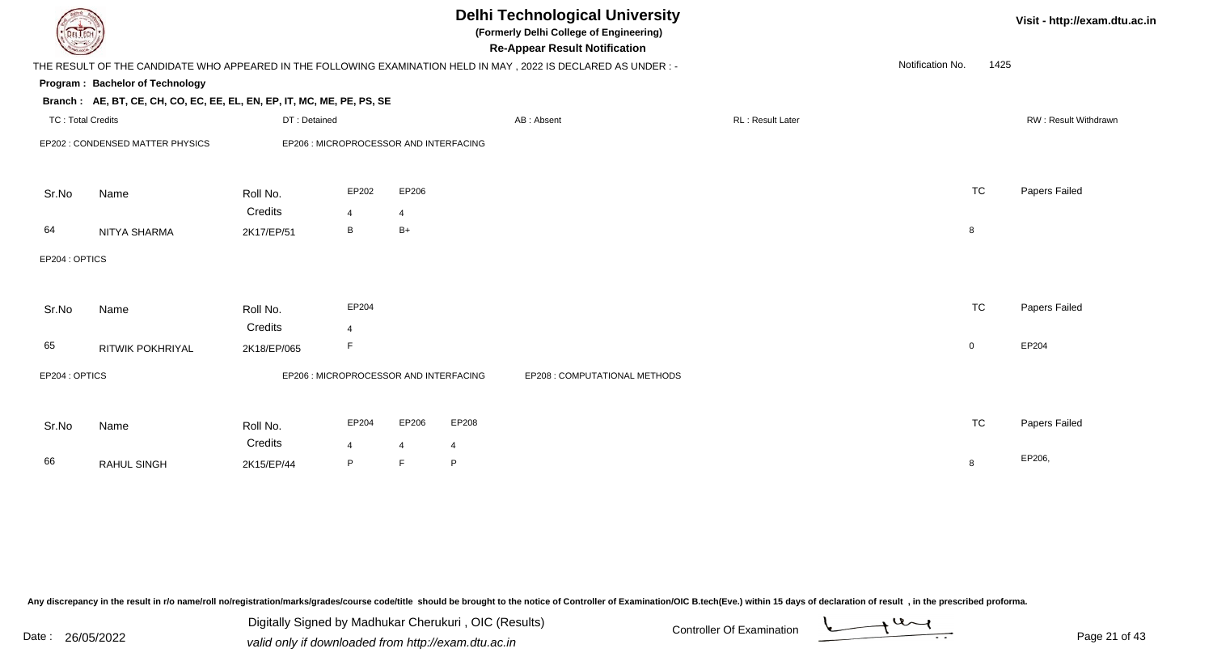# Delhi Technological University

**(Formerly Delhi College of Engineering)**

**Re-Appear Result Notification**

Visit - http://exam.dtu.ac.in

THE RESULT OF THE CANDIDATE WHO APPEARED IN THE FOLLOWING EXAMINATION HELD IN MAY , 2022 IS DECLARED AS UNDER : -

Notification No. 1425

**Program : Bachelor of Technology**

**Branch : AE, BT, CE, CH, CO, EC, EE, EL, EN, EP, IT, MC, ME, PE, PS, SE**

TC : Total Credits | DT : Detained | AB : Absent | RL : Result Later | RW : Result Withdrawn

EP202 : CONDENSED MATTER PHYSICS    EP206 : MICROPROCESSOR AND INTERFACING

| Sr.No | Name | Roll No. | EP202 | EP206 | TC | Papers Failed |
|---|---|---|---|---|---|---|
| | | Credits | 4 | 4 | | |
| 64 | NITYA SHARMA | 2K17/EP/51 | B | B+ | 8 | |

EP204 : OPTICS

| Sr.No | Name | Roll No. | EP204 | TC | Papers Failed |
|---|---|---|---|---|---|
| | | Credits | 4 | | |
| 65 | RITWIK POKHRIYAL | 2K18/EP/065 | F | 0 | EP204 |

EP204 : OPTICS    EP206 : MICROPROCESSOR AND INTERFACING    EP208 : COMPUTATIONAL METHODS

| Sr.No | Name | Roll No. | EP204 | EP206 | EP208 | TC | Papers Failed |
|---|---|---|---|---|---|---|---|
| | | Credits | 4 | 4 | 4 | | |
| 66 | RAHUL SINGH | 2K15/EP/44 | P | F | P | 8 | EP206, |

Any discrepancy in the result in r/o name/roll no/registration/marks/grades/course code/title should be brought to the notice of Controller of Examination/OIC B.tech(Eve.) within 15 days of declaration of result , in the prescribed proforma.

Date : 26/05/2022

Digitally Signed by Madhukar Cherukuri , OIC (Results)
valid only if downloaded from http://exam.dtu.ac.in

Controller Of Examination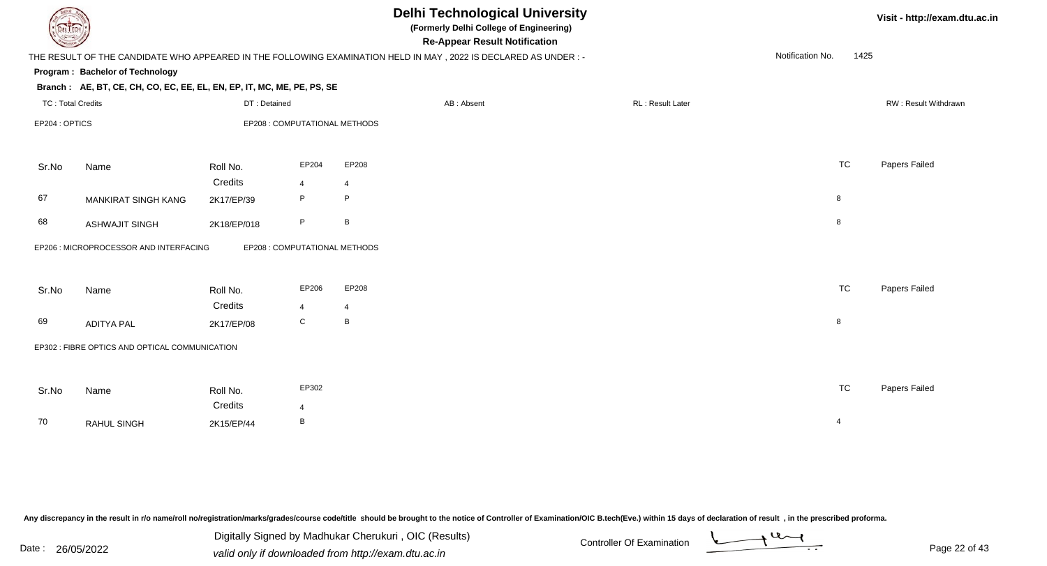# Delhi Technological University

**(Formerly Delhi College of Engineering)**

**Re-Appear Result Notification**

Visit - http://exam.dtu.ac.in

THE RESULT OF THE CANDIDATE WHO APPEARED IN THE FOLLOWING EXAMINATION HELD IN MAY , 2022 IS DECLARED AS UNDER : -

Notification No. 1425

**Program : Bachelor of Technology**

**Branch : AE, BT, CE, CH, CO, EC, EE, EL, EN, EP, IT, MC, ME, PE, PS, SE**

TC : Total Credits | DT : Detained | AB : Absent | RL : Result Later | RW : Result Withdrawn

EP204 : OPTICS | EP208 : COMPUTATIONAL METHODS

| Sr.No | Name | Roll No. | EP204 | EP208 | TC | Papers Failed |
|---|---|---|---|---|---|---|
| | | Credits | 4 | 4 | | |
| 67 | MANKIRAT SINGH KANG | 2K17/EP/39 | P | P | 8 | |
| 68 | ASHWAJIT SINGH | 2K18/EP/018 | P | B | 8 | |

EP206 : MICROPROCESSOR AND INTERFACING | EP208 : COMPUTATIONAL METHODS

| Sr.No | Name | Roll No. | EP206 | EP208 | TC | Papers Failed |
|---|---|---|---|---|---|---|
| | | Credits | 4 | 4 | | |
| 69 | ADITYA PAL | 2K17/EP/08 | C | B | 8 | |

EP302 : FIBRE OPTICS AND OPTICAL COMMUNICATION

| Sr.No | Name | Roll No. | EP302 | TC | Papers Failed |
|---|---|---|---|---|---|
| | | Credits | 4 | | |
| 70 | RAHUL SINGH | 2K15/EP/44 | B | 4 | |

Any discrepancy in the result in r/o name/roll no/registration/marks/grades/course code/title should be brought to the notice of Controller of Examination/OIC B.tech(Eve.) within 15 days of declaration of result , in the prescribed proforma.

Date : 26/05/2022

Digitally Signed by Madhukar Cherukuri , OIC (Results)
valid only if downloaded from http://exam.dtu.ac.in

Controller Of Examination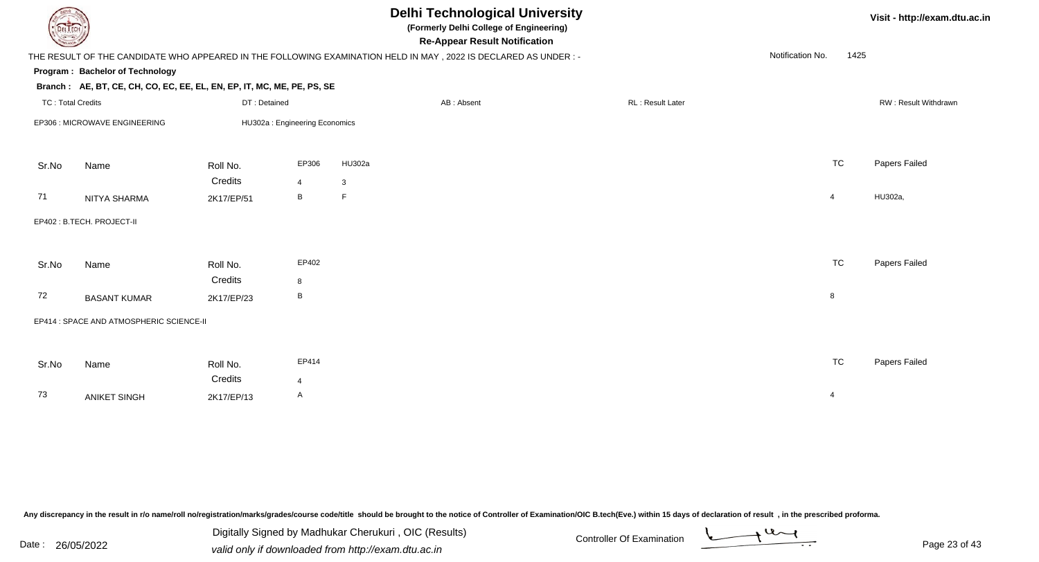# Delhi Technological University

**(Formerly Delhi College of Engineering)**

**Re-Appear Result Notification**

Visit - http://exam.dtu.ac.in

THE RESULT OF THE CANDIDATE WHO APPEARED IN THE FOLLOWING EXAMINATION HELD IN MAY , 2022 IS DECLARED AS UNDER : -

Notification No. 1425

**Program : Bachelor of Technology**

**Branch : AE, BT, CE, CH, CO, EC, EE, EL, EN, EP, IT, MC, ME, PE, PS, SE**

TC : Total Credits | DT : Detained | AB : Absent | RL : Result Later | RW : Result Withdrawn

EP306 : MICROWAVE ENGINEERING | HU302a : Engineering Economics

| Sr.No | Name | Roll No. | EP306 | HU302a | TC | Papers Failed |
|---|---|---|---|---|---|---|
| | | Credits | 4 | 3 | | |
| 71 | NITYA SHARMA | 2K17/EP/51 | B | F | 4 | HU302a, |

EP402 : B.TECH. PROJECT-II

| Sr.No | Name | Roll No. | EP402 | TC | Papers Failed |
|---|---|---|---|---|---|
| | | Credits | 8 | | |
| 72 | BASANT KUMAR | 2K17/EP/23 | B | 8 | |

EP414 : SPACE AND ATMOSPHERIC SCIENCE-II

| Sr.No | Name | Roll No. | EP414 | TC | Papers Failed |
|---|---|---|---|---|---|
| | | Credits | 4 | | |
| 73 | ANIKET SINGH | 2K17/EP/13 | A | 4 | |

Any discrepancy in the result in r/o name/roll no/registration/marks/grades/course code/title should be brought to the notice of Controller of Examination/OIC B.tech(Eve.) within 15 days of declaration of result , in the prescribed proforma.

Date : 26/05/2022

Digitally Signed by Madhukar Cherukuri , OIC (Results)
valid only if downloaded from http://exam.dtu.ac.in

Controller Of Examination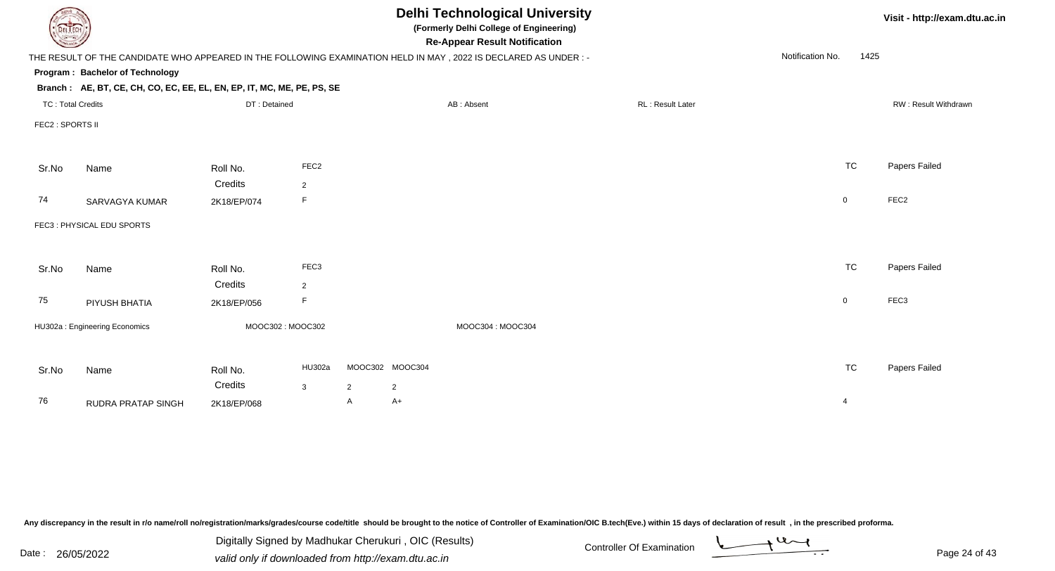# Delhi Technological University

**(Formerly Delhi College of Engineering)**

**Re-Appear Result Notification**

Visit - http://exam.dtu.ac.in

THE RESULT OF THE CANDIDATE WHO APPEARED IN THE FOLLOWING EXAMINATION HELD IN MAY , 2022 IS DECLARED AS UNDER : -

Notification No. 1425

**Program : Bachelor of Technology**

**Branch : AE, BT, CE, CH, CO, EC, EE, EL, EN, EP, IT, MC, ME, PE, PS, SE**

TC : Total Credits | DT : Detained | AB : Absent | RL : Result Later | RW : Result Withdrawn

FEC2 : SPORTS II

| Sr.No | Name | Roll No. | FEC2 | TC | Papers Failed |
|---|---|---|---|---|---|
| | | Credits | 2 | | |
| 74 | SARVAGYA KUMAR | 2K18/EP/074 | F | 0 | FEC2 |

FEC3 : PHYSICAL EDU SPORTS

| Sr.No | Name | Roll No. | FEC3 | TC | Papers Failed |
|---|---|---|---|---|---|
| | | Credits | 2 | | |
| 75 | PIYUSH BHATIA | 2K18/EP/056 | F | 0 | FEC3 |

HU302a : Engineering Economics | MOOC302 : MOOC302 | MOOC304 : MOOC304

| Sr.No | Name | Roll No. | HU302a | MOOC302 | MOOC304 | TC | Papers Failed |
|---|---|---|---|---|---|---|---|
| | | Credits | 3 | 2 | 2 | | |
| 76 | RUDRA PRATAP SINGH | 2K18/EP/068 | | A | A+ | 4 | |

Any discrepancy in the result in r/o name/roll no/registration/marks/grades/course code/title should be brought to the notice of Controller of Examination/OIC B.tech(Eve.) within 15 days of declaration of result , in the prescribed proforma.

Date : 26/05/2022

Digitally Signed by Madhukar Cherukuri , OIC (Results)
valid only if downloaded from http://exam.dtu.ac.in

Controller Of Examination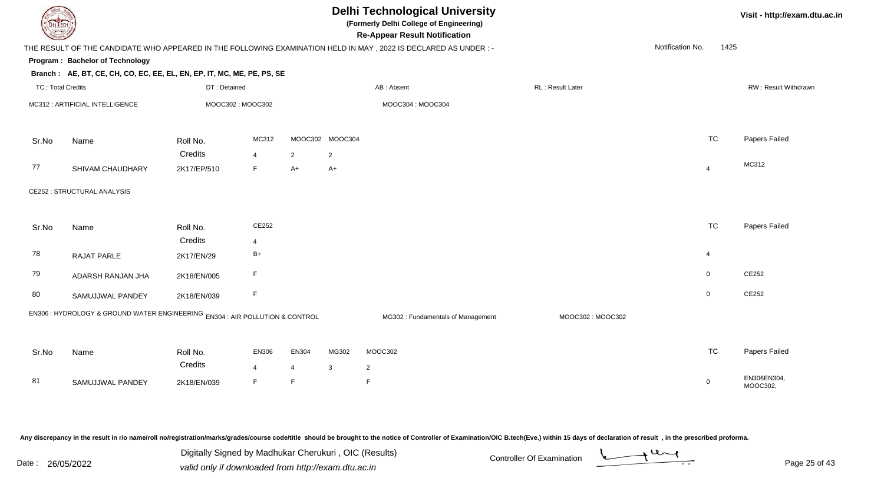# Delhi Technological University

**(Formerly Delhi College of Engineering)**

**Re-Appear Result Notification**

Visit - http://exam.dtu.ac.in

THE RESULT OF THE CANDIDATE WHO APPEARED IN THE FOLLOWING EXAMINATION HELD IN MAY , 2022 IS DECLARED AS UNDER : -

Notification No. 1425

**Program : Bachelor of Technology**

**Branch : AE, BT, CE, CH, CO, EC, EE, EL, EN, EP, IT, MC, ME, PE, PS, SE**

TC : Total Credits | DT : Detained | AB : Absent | RL : Result Later | RW : Result Withdrawn

MC312 : ARTIFICIAL INTELLIGENCE | MOOC302 : MOOC302 | MOOC304 : MOOC304

| Sr.No | Name | Roll No. | MC312 | MOOC302 | MOOC304 | TC | Papers Failed |
|---|---|---|---|---|---|---|---|
| | | Credits | 4 | 2 | 2 | | |
| 77 | SHIVAM CHAUDHARY | 2K17/EP/510 | F | A+ | A+ | 4 | MC312 |

CE252 : STRUCTURAL ANALYSIS

| Sr.No | Name | Roll No. | CE252 | TC | Papers Failed |
|---|---|---|---|---|---|
| | | Credits | 4 | | |
| 78 | RAJAT PARLE | 2K17/EN/29 | B+ | 4 | |
| 79 | ADARSH RANJAN JHA | 2K18/EN/005 | F | 0 | CE252 |
| 80 | SAMUJJWAL PANDEY | 2K18/EN/039 | F | 0 | CE252 |

EN306 : HYDROLOGY & GROUND WATER ENGINEERING | EN304 : AIR POLLUTION & CONTROL | MG302 : Fundamentals of Management | MOOC302 : MOOC302

| Sr.No | Name | Roll No. | EN306 | EN304 | MG302 | MOOC302 | TC | Papers Failed |
|---|---|---|---|---|---|---|---|---|
| | | Credits | 4 | 4 | 3 | 2 | | |
| 81 | SAMUJJWAL PANDEY | 2K18/EN/039 | F | F | | F | 0 | EN306EN304, MOOC302, |

Any discrepancy in the result in r/o name/roll no/registration/marks/grades/course code/title should be brought to the notice of Controller of Examination/OIC B.tech(Eve.) within 15 days of declaration of result , in the prescribed proforma.

Date : 26/05/2022

Digitally Signed by Madhukar Cherukuri , OIC (Results)
valid only if downloaded from http://exam.dtu.ac.in

Controller Of Examination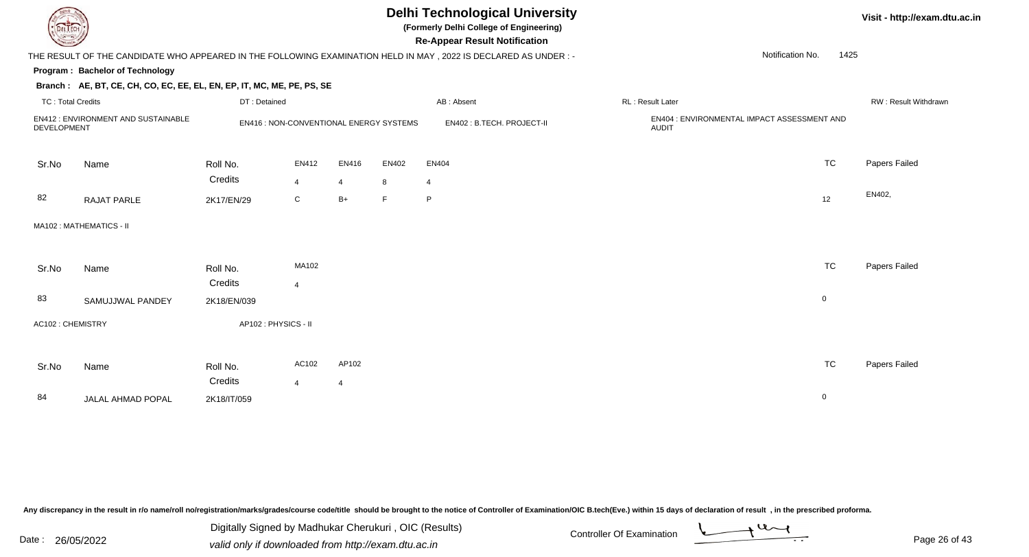# Delhi Technological University

**(Formerly Delhi College of Engineering)**

**Re-Appear Result Notification**

Visit - http://exam.dtu.ac.in

THE RESULT OF THE CANDIDATE WHO APPEARED IN THE FOLLOWING EXAMINATION HELD IN MAY , 2022 IS DECLARED AS UNDER : -

Notification No. 1425

**Program : Bachelor of Technology**

**Branch : AE, BT, CE, CH, CO, EC, EE, EL, EN, EP, IT, MC, ME, PE, PS, SE**

TC : Total Credits | DT : Detained | AB : Absent | RL : Result Later | RW : Result Withdrawn

EN412 : ENVIRONMENT AND SUSTAINABLE DEVELOPMENT | EN416 : NON-CONVENTIONAL ENERGY SYSTEMS | EN402 : B.TECH. PROJECT-II | EN404 : ENVIRONMENTAL IMPACT ASSESSMENT AND AUDIT

| Sr.No | Name | Roll No. | EN412 | EN416 | EN402 | EN404 | TC | Papers Failed |
|---|---|---|---|---|---|---|---|---|
| | | Credits | 4 | 4 | 8 | 4 | | |
| 82 | RAJAT PARLE | 2K17/EN/29 | C | B+ | F | P | 12 | EN402, |

MA102 : MATHEMATICS - II

| Sr.No | Name | Roll No. | MA102 | TC | Papers Failed |
|---|---|---|---|---|---|
| | | Credits | 4 | | |
| 83 | SAMUJJWAL PANDEY | 2K18/EN/039 | | 0 | |

AC102 : CHEMISTRY | AP102 : PHYSICS - II

| Sr.No | Name | Roll No. | AC102 | AP102 | TC | Papers Failed |
|---|---|---|---|---|---|---|
| | | Credits | 4 | 4 | | |
| 84 | JALAL AHMAD POPAL | 2K18/IT/059 | | | 0 | |

Any discrepancy in the result in r/o name/roll no/registration/marks/grades/course code/title should be brought to the notice of Controller of Examination/OIC B.tech(Eve.) within 15 days of declaration of result , in the prescribed proforma.

Date : 26/05/2022

Digitally Signed by Madhukar Cherukuri , OIC (Results)
valid only if downloaded from http://exam.dtu.ac.in

Controller Of Examination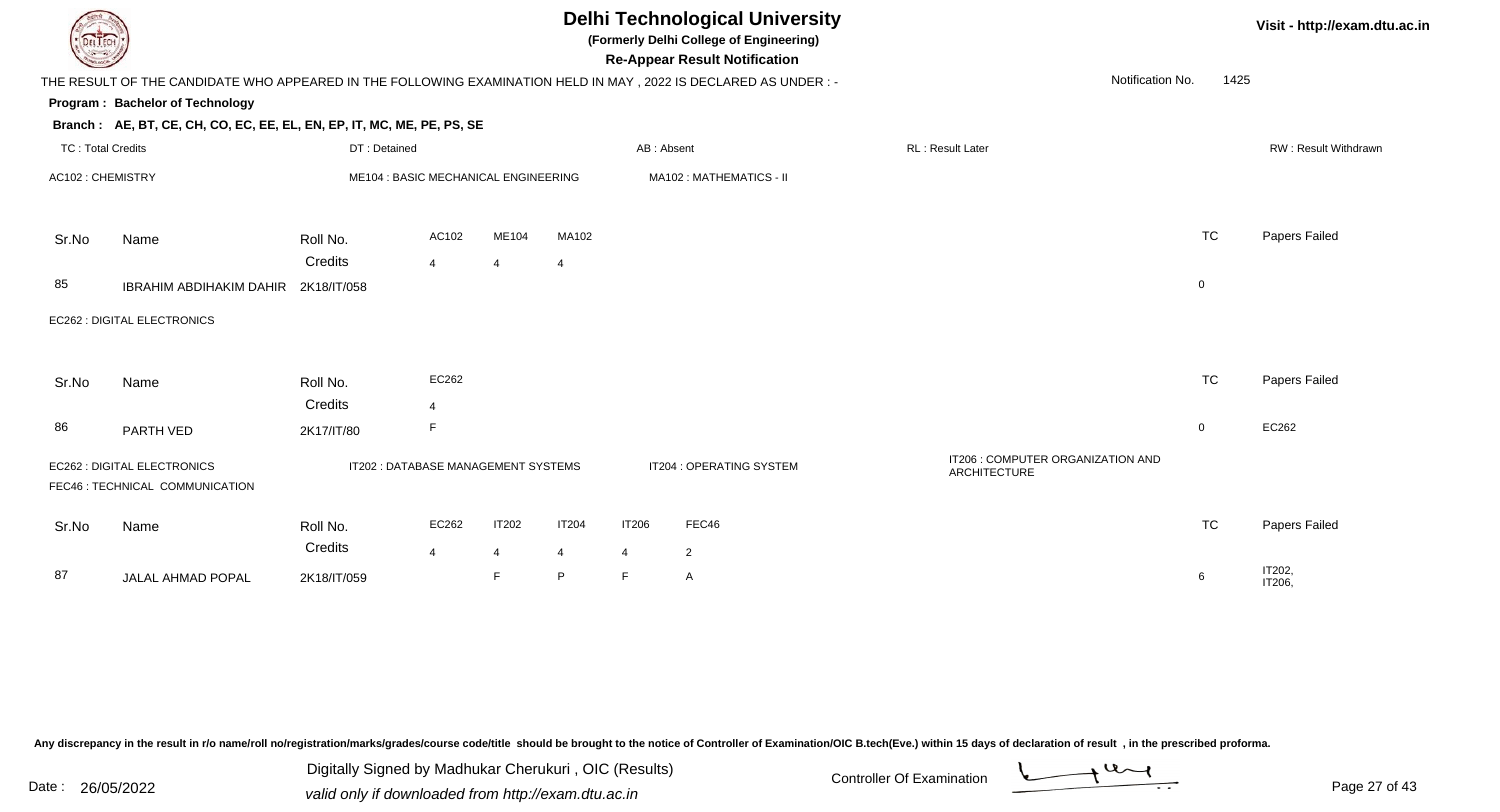# Delhi Technological University

**(Formerly Delhi College of Engineering)**

**Re-Appear Result Notification**

Visit - http://exam.dtu.ac.in

THE RESULT OF THE CANDIDATE WHO APPEARED IN THE FOLLOWING EXAMINATION HELD IN MAY , 2022 IS DECLARED AS UNDER : -

Notification No. 1425

**Program : Bachelor of Technology**

**Branch : AE, BT, CE, CH, CO, EC, EE, EL, EN, EP, IT, MC, ME, PE, PS, SE**

TC : Total Credits | DT : Detained | AB : Absent | RL : Result Later | RW : Result Withdrawn

AC102 : CHEMISTRY | ME104 : BASIC MECHANICAL ENGINEERING | MA102 : MATHEMATICS - II

| Sr.No | Name | Roll No. | AC102 | ME104 | MA102 | TC | Papers Failed |
|---|---|---|---|---|---|---|---|
| | | Credits | 4 | 4 | 4 | | |
| 85 | IBRAHIM ABDIHAKIM DAHIR | 2K18/IT/058 | | | | 0 | |

EC262 : DIGITAL ELECTRONICS

| Sr.No | Name | Roll No. | EC262 | TC | Papers Failed |
|---|---|---|---|---|---|
| | | Credits | 4 | | |
| 86 | PARTH VED | 2K17/IT/80 | F | 0 | EC262 |

EC262 : DIGITAL ELECTRONICS | IT202 : DATABASE MANAGEMENT SYSTEMS | IT204 : OPERATING SYSTEM | IT206 : COMPUTER ORGANIZATION AND ARCHITECTURE

FEC46 : TECHNICAL COMMUNICATION

| Sr.No | Name | Roll No. | EC262 | IT202 | IT204 | IT206 | FEC46 | TC | Papers Failed |
|---|---|---|---|---|---|---|---|---|---|
| | | Credits | 4 | 4 | 4 | 4 | 2 | | |
| 87 | JALAL AHMAD POPAL | 2K18/IT/059 | | F | P | F | A | 6 | IT202, IT206, |

Any discrepancy in the result in r/o name/roll no/registration/marks/grades/course code/title should be brought to the notice of Controller of Examination/OIC B.tech(Eve.) within 15 days of declaration of result , in the prescribed proforma.

Date : 26/05/2022

Digitally Signed by Madhukar Cherukuri , OIC (Results)
valid only if downloaded from http://exam.dtu.ac.in

Controller Of Examination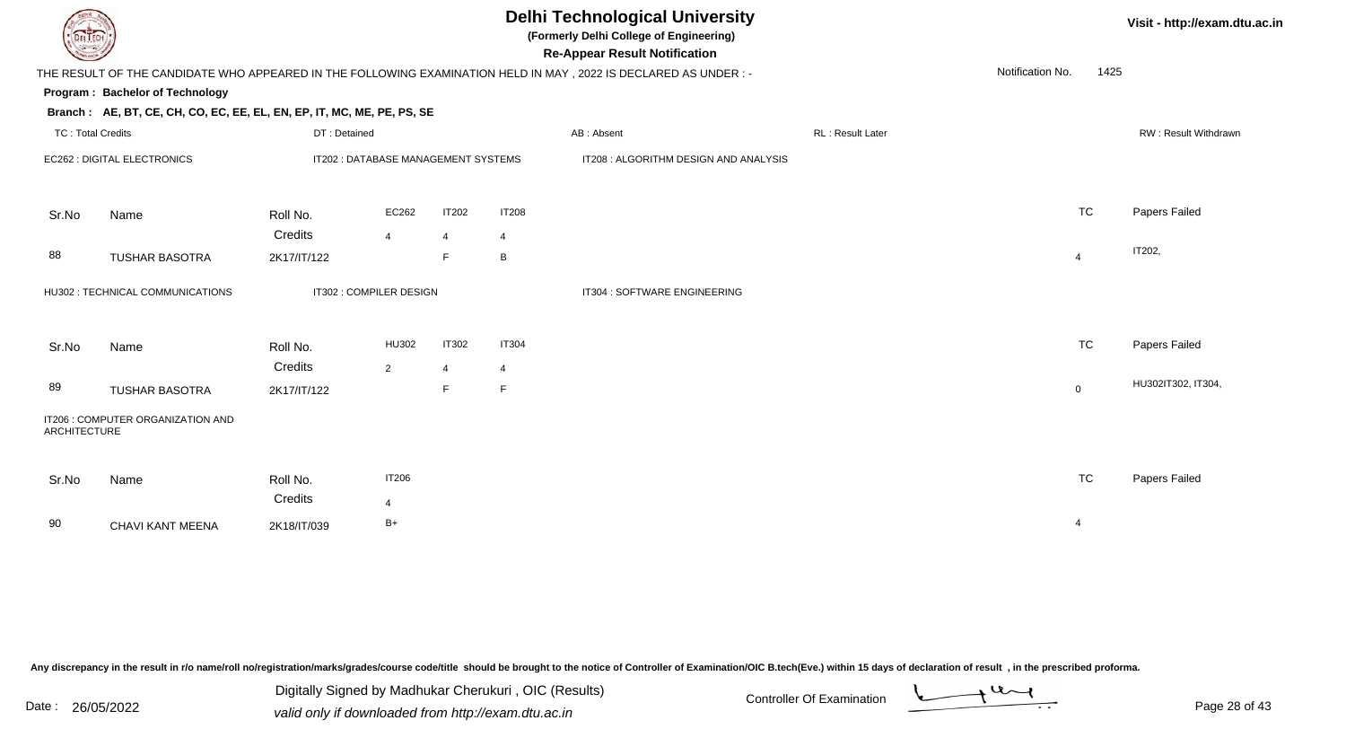# Delhi Technological University

**(Formerly Delhi College of Engineering)**

**Re-Appear Result Notification**

Visit - http://exam.dtu.ac.in

THE RESULT OF THE CANDIDATE WHO APPEARED IN THE FOLLOWING EXAMINATION HELD IN MAY , 2022 IS DECLARED AS UNDER : -

Notification No. 1425

**Program : Bachelor of Technology**

**Branch : AE, BT, CE, CH, CO, EC, EE, EL, EN, EP, IT, MC, ME, PE, PS, SE**

TC : Total Credits | DT : Detained | AB : Absent | RL : Result Later | RW : Result Withdrawn

EC262 : DIGITAL ELECTRONICS | IT202 : DATABASE MANAGEMENT SYSTEMS | IT208 : ALGORITHM DESIGN AND ANALYSIS

| Sr.No | Name | Roll No. | EC262 | IT202 | IT208 | TC | Papers Failed |
|---|---|---|---|---|---|---|---|
| | | Credits | 4 | 4 | 4 | | |
| 88 | TUSHAR BASOTRA | 2K17/IT/122 | | F | B | 4 | IT202, |

HU302 : TECHNICAL COMMUNICATIONS | IT302 : COMPILER DESIGN | IT304 : SOFTWARE ENGINEERING

| Sr.No | Name | Roll No. | HU302 | IT302 | IT304 | TC | Papers Failed |
|---|---|---|---|---|---|---|---|
| | | Credits | 2 | 4 | 4 | | |
| 89 | TUSHAR BASOTRA | 2K17/IT/122 | | F | F | 0 | HU302IT302, IT304, |

IT206 : COMPUTER ORGANIZATION AND ARCHITECTURE

| Sr.No | Name | Roll No. | IT206 | TC | Papers Failed |
|---|---|---|---|---|---|
| | | Credits | 4 | | |
| 90 | CHAVI KANT MEENA | 2K18/IT/039 | B+ | 4 | |

Any discrepancy in the result in r/o name/roll no/registration/marks/grades/course code/title should be brought to the notice of Controller of Examination/OIC B.tech(Eve.) within 15 days of declaration of result , in the prescribed proforma.

Date : 26/05/2022

Digitally Signed by Madhukar Cherukuri , OIC (Results)
valid only if downloaded from http://exam.dtu.ac.in

Controller Of Examination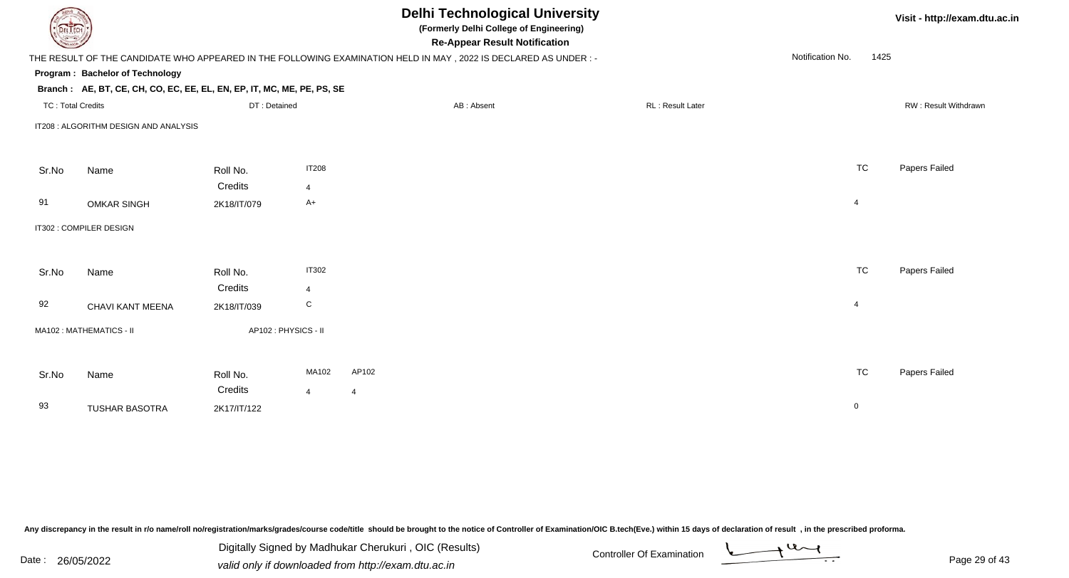# Delhi Technological University

**(Formerly Delhi College of Engineering)**

**Re-Appear Result Notification**

Visit - http://exam.dtu.ac.in

THE RESULT OF THE CANDIDATE WHO APPEARED IN THE FOLLOWING EXAMINATION HELD IN MAY , 2022 IS DECLARED AS UNDER : -

Notification No. 1425

**Program : Bachelor of Technology**

**Branch : AE, BT, CE, CH, CO, EC, EE, EL, EN, EP, IT, MC, ME, PE, PS, SE**

TC : Total Credits | DT : Detained | AB : Absent | RL : Result Later | RW : Result Withdrawn

IT208 : ALGORITHM DESIGN AND ANALYSIS

| Sr.No | Name | Roll No. | IT208 | TC | Papers Failed |
|---|---|---|---|---|---|
| | | Credits | 4 | | |
| 91 | OMKAR SINGH | 2K18/IT/079 | A+ | 4 | |

IT302 : COMPILER DESIGN

| Sr.No | Name | Roll No. | IT302 | TC | Papers Failed |
|---|---|---|---|---|---|
| | | Credits | 4 | | |
| 92 | CHAVI KANT MEENA | 2K18/IT/039 | C | 4 | |

MA102 : MATHEMATICS - II | AP102 : PHYSICS - II

| Sr.No | Name | Roll No. | MA102 | AP102 | TC | Papers Failed |
|---|---|---|---|---|---|---|
| | | Credits | 4 | 4 | | |
| 93 | TUSHAR BASOTRA | 2K17/IT/122 | | | 0 | |

Any discrepancy in the result in r/o name/roll no/registration/marks/grades/course code/title should be brought to the notice of Controller of Examination/OIC B.tech(Eve.) within 15 days of declaration of result , in the prescribed proforma.

Date : 26/05/2022

Digitally Signed by Madhukar Cherukuri , OIC (Results)
valid only if downloaded from http://exam.dtu.ac.in

Controller Of Examination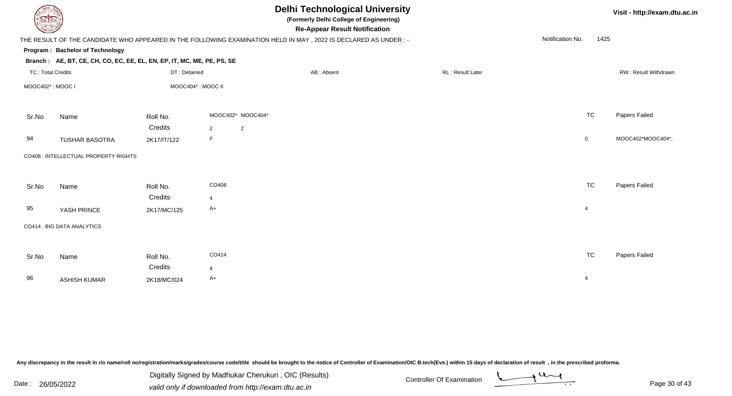# Delhi Technological University

**(Formerly Delhi College of Engineering)**

**Re-Appear Result Notification**

Visit - http://exam.dtu.ac.in

THE RESULT OF THE CANDIDATE WHO APPEARED IN THE FOLLOWING EXAMINATION HELD IN MAY , 2022 IS DECLARED AS UNDER : -

Notification No. 1425

**Program : Bachelor of Technology**

**Branch : AE, BT, CE, CH, CO, EC, EE, EL, EN, EP, IT, MC, ME, PE, PS, SE**

TC : Total Credits | DT : Detained | AB : Absent | RL : Result Later | RW : Result Withdrawn

MOOC402* : MOOC I | MOOC404* : MOOC II

| Sr.No | Name | Roll No. | MOOC402* | MOOC404* | TC | Papers Failed |
|---|---|---|---|---|---|---|
| | | Credits | 2 | 2 | | |
| 94 | TUSHAR BASOTRA | 2K17/IT/122 | F | | 0 | MOOC402*MOOC404*, |

CO408 : INTELLECTUAL PROPERTY RIGHTS

| Sr.No | Name | Roll No. | CO408 | TC | Papers Failed |
|---|---|---|---|---|---|
| | | Credits | 4 | | |
| 95 | YASH PRINCE | 2K17/MC/125 | A+ | 4 | |

CO414 : BIG DATA ANALYTICS

| Sr.No | Name | Roll No. | CO414 | TC | Papers Failed |
|---|---|---|---|---|---|
| | | Credits | 4 | | |
| 96 | ASHISH KUMAR | 2K18/MC/024 | A+ | 4 | |

Any discrepancy in the result in r/o name/roll no/registration/marks/grades/course code/title should be brought to the notice of Controller of Examination/OIC B.tech(Eve.) within 15 days of declaration of result , in the prescribed proforma.

Date : 26/05/2022

Digitally Signed by Madhukar Cherukuri , OIC (Results)
valid only if downloaded from http://exam.dtu.ac.in

Controller Of Examination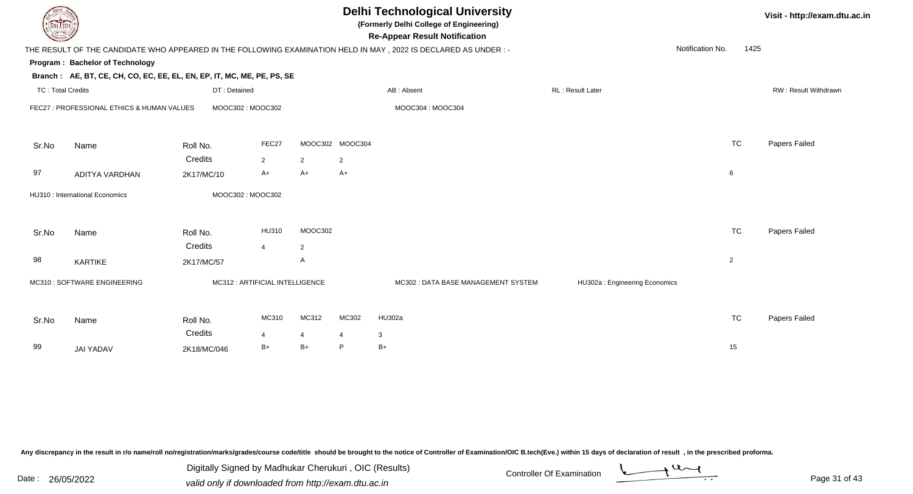# Delhi Technological University

**(Formerly Delhi College of Engineering)**

**Re-Appear Result Notification**

Visit - http://exam.dtu.ac.in

THE RESULT OF THE CANDIDATE WHO APPEARED IN THE FOLLOWING EXAMINATION HELD IN MAY , 2022 IS DECLARED AS UNDER : -

Notification No. 1425

**Program : Bachelor of Technology**

**Branch : AE, BT, CE, CH, CO, EC, EE, EL, EN, EP, IT, MC, ME, PE, PS, SE**

TC : Total Credits | DT : Detained | AB : Absent | RL : Result Later | RW : Result Withdrawn

FEC27 : PROFESSIONAL ETHICS & HUMAN VALUES | MOOC302 : MOOC302 | MOOC304 : MOOC304

| Sr.No | Name | Roll No. | FEC27 | MOOC302 | MOOC304 | TC | Papers Failed |
|---|---|---|---|---|---|---|---|
| | | Credits | 2 | 2 | 2 | | |
| 97 | ADITYA VARDHAN | 2K17/MC/10 | A+ | A+ | A+ | 6 | |

HU310 : International Economics | MOOC302 : MOOC302

| Sr.No | Name | Roll No. | HU310 | MOOC302 | TC | Papers Failed |
|---|---|---|---|---|---|---|
| | | Credits | 4 | 2 | | |
| 98 | KARTIKE | 2K17/MC/57 | | A | 2 | |

MC310 : SOFTWARE ENGINEERING | MC312 : ARTIFICIAL INTELLIGENCE | MC302 : DATA BASE MANAGEMENT SYSTEM | HU302a : Engineering Economics

| Sr.No | Name | Roll No. | MC310 | MC312 | MC302 | HU302a | TC | Papers Failed |
|---|---|---|---|---|---|---|---|---|
| | | Credits | 4 | 4 | 4 | 3 | | |
| 99 | JAI YADAV | 2K18/MC/046 | B+ | B+ | P | B+ | 15 | |

Any discrepancy in the result in r/o name/roll no/registration/marks/grades/course code/title should be brought to the notice of Controller of Examination/OIC B.tech(Eve.) within 15 days of declaration of result , in the prescribed proforma.

Date : 26/05/2022

Digitally Signed by Madhukar Cherukuri , OIC (Results)
valid only if downloaded from http://exam.dtu.ac.in

Controller Of Examination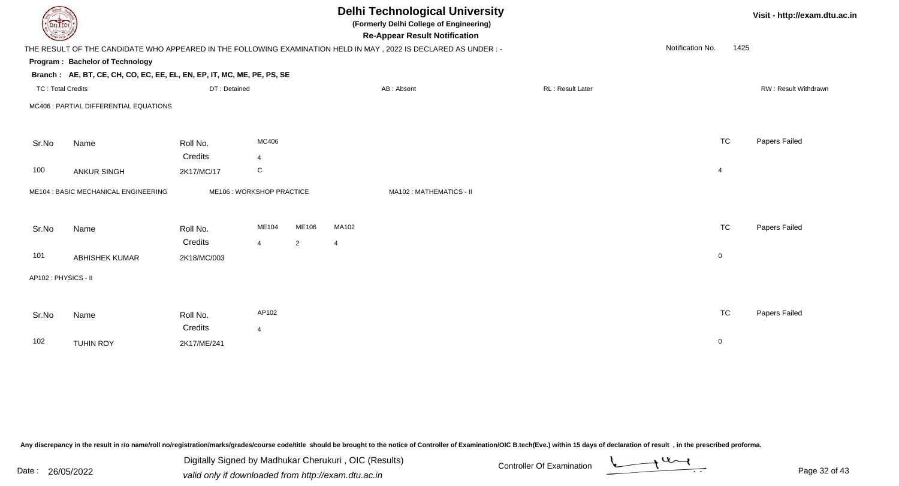# Delhi Technological University

**(Formerly Delhi College of Engineering)**

**Re-Appear Result Notification**

Visit - http://exam.dtu.ac.in

THE RESULT OF THE CANDIDATE WHO APPEARED IN THE FOLLOWING EXAMINATION HELD IN MAY , 2022 IS DECLARED AS UNDER : -

Notification No. 1425

**Program : Bachelor of Technology**

**Branch : AE, BT, CE, CH, CO, EC, EE, EL, EN, EP, IT, MC, ME, PE, PS, SE**

TC : Total Credits | DT : Detained | AB : Absent | RL : Result Later | RW : Result Withdrawn

MC406 : PARTIAL DIFFERENTIAL EQUATIONS

| Sr.No | Name | Roll No. | MC406 | TC | Papers Failed |
|---|---|---|---|---|---|
| | | Credits | 4 | | |
| 100 | ANKUR SINGH | 2K17/MC/17 | C | 4 | |

ME104 : BASIC MECHANICAL ENGINEERING | ME106 : WORKSHOP PRACTICE | MA102 : MATHEMATICS - II

| Sr.No | Name | Roll No. | ME104 | ME106 | MA102 | TC | Papers Failed |
|---|---|---|---|---|---|---|---|
| | | Credits | 4 | 2 | 4 | | |
| 101 | ABHISHEK KUMAR | 2K18/MC/003 | | | | 0 | |

AP102 : PHYSICS - II

| Sr.No | Name | Roll No. | AP102 | TC | Papers Failed |
|---|---|---|---|---|---|
| | | Credits | 4 | | |
| 102 | TUHIN ROY | 2K17/ME/241 | | 0 | |

Any discrepancy in the result in r/o name/roll no/registration/marks/grades/course code/title should be brought to the notice of Controller of Examination/OIC B.tech(Eve.) within 15 days of declaration of result , in the prescribed proforma.

Date : 26/05/2022

Digitally Signed by Madhukar Cherukuri , OIC (Results)
valid only if downloaded from http://exam.dtu.ac.in

Controller Of Examination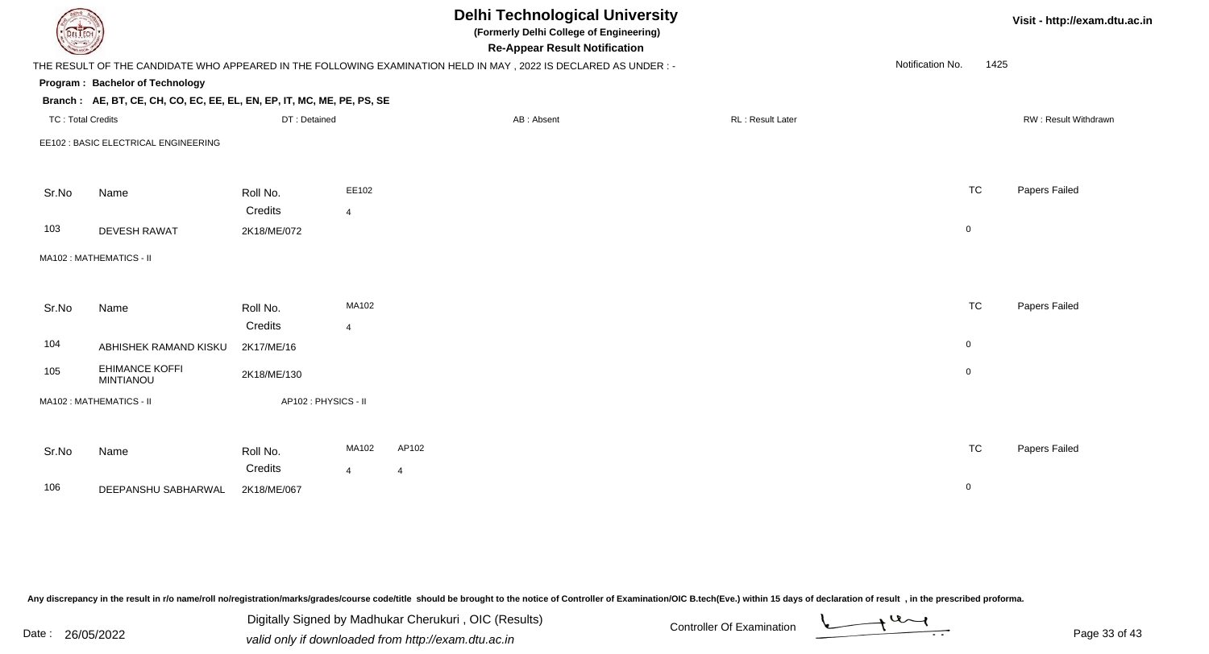# Delhi Technological University

**(Formerly Delhi College of Engineering)**

**Re-Appear Result Notification**

Visit - http://exam.dtu.ac.in

THE RESULT OF THE CANDIDATE WHO APPEARED IN THE FOLLOWING EXAMINATION HELD IN MAY , 2022 IS DECLARED AS UNDER : -

Notification No. 1425

**Program : Bachelor of Technology**

**Branch : AE, BT, CE, CH, CO, EC, EE, EL, EN, EP, IT, MC, ME, PE, PS, SE**

TC : Total Credits | DT : Detained | AB : Absent | RL : Result Later | RW : Result Withdrawn

EE102 : BASIC ELECTRICAL ENGINEERING

| Sr.No | Name | Roll No. | EE102 | TC | Papers Failed |
|---|---|---|---|---|---|
| | | Credits | 4 | | |
| 103 | DEVESH RAWAT | 2K18/ME/072 | | 0 | |

MA102 : MATHEMATICS - II

| Sr.No | Name | Roll No. | MA102 | TC | Papers Failed |
|---|---|---|---|---|---|
| | | Credits | 4 | | |
| 104 | ABHISHEK RAMAND KISKU | 2K17/ME/16 | | 0 | |
| 105 | EHIMANCE KOFFI MINTIANOU | 2K18/ME/130 | | 0 | |

MA102 : MATHEMATICS - II    AP102 : PHYSICS - II

| Sr.No | Name | Roll No. | MA102 | AP102 | TC | Papers Failed |
|---|---|---|---|---|---|---|
| | | Credits | 4 | 4 | | |
| 106 | DEEPANSHU SABHARWAL | 2K18/ME/067 | | | 0 | |

Any discrepancy in the result in r/o name/roll no/registration/marks/grades/course code/title should be brought to the notice of Controller of Examination/OIC B.tech(Eve.) within 15 days of declaration of result , in the prescribed proforma.

Date : 26/05/2022

Digitally Signed by Madhukar Cherukuri , OIC (Results)

valid only if downloaded from http://exam.dtu.ac.in

Controller Of Examination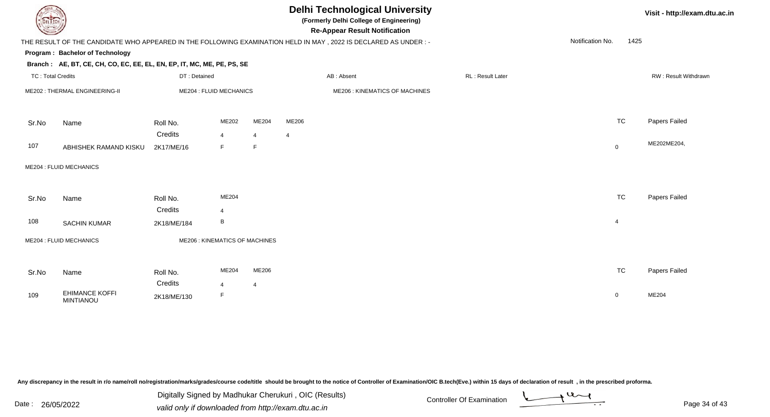# Delhi Technological University

**(Formerly Delhi College of Engineering)**

**Re-Appear Result Notification**

Visit - http://exam.dtu.ac.in

THE RESULT OF THE CANDIDATE WHO APPEARED IN THE FOLLOWING EXAMINATION HELD IN MAY , 2022 IS DECLARED AS UNDER : -

Notification No. 1425

**Program : Bachelor of Technology**

**Branch : AE, BT, CE, CH, CO, EC, EE, EL, EN, EP, IT, MC, ME, PE, PS, SE**

TC : Total Credits | DT : Detained | AB : Absent | RL : Result Later | RW : Result Withdrawn

ME202 : THERMAL ENGINEERING-II | ME204 : FLUID MECHANICS | ME206 : KINEMATICS OF MACHINES

| Sr.No | Name | Roll No. | ME202 | ME204 | ME206 | TC | Papers Failed |
|---|---|---|---|---|---|---|---|
| | | Credits | 4 | 4 | 4 | | |
| 107 | ABHISHEK RAMAND KISKU | 2K17/ME/16 | F | F | | 0 | ME202ME204, |

ME204 : FLUID MECHANICS

| Sr.No | Name | Roll No. | ME204 | TC | Papers Failed |
|---|---|---|---|---|---|
| | | Credits | 4 | | |
| 108 | SACHIN KUMAR | 2K18/ME/184 | B | 4 | |

ME204 : FLUID MECHANICS | ME206 : KINEMATICS OF MACHINES

| Sr.No | Name | Roll No. | ME204 | ME206 | TC | Papers Failed |
|---|---|---|---|---|---|---|
| | | Credits | 4 | 4 | | |
| 109 | EHIMANCE KOFFI MINTIANOU | 2K18/ME/130 | F | | 0 | ME204 |

Any discrepancy in the result in r/o name/roll no/registration/marks/grades/course code/title should be brought to the notice of Controller of Examination/OIC B.tech(Eve.) within 15 days of declaration of result , in the prescribed proforma.

Date : 26/05/2022

Digitally Signed by Madhukar Cherukuri , OIC (Results)
valid only if downloaded from http://exam.dtu.ac.in

Controller Of Examination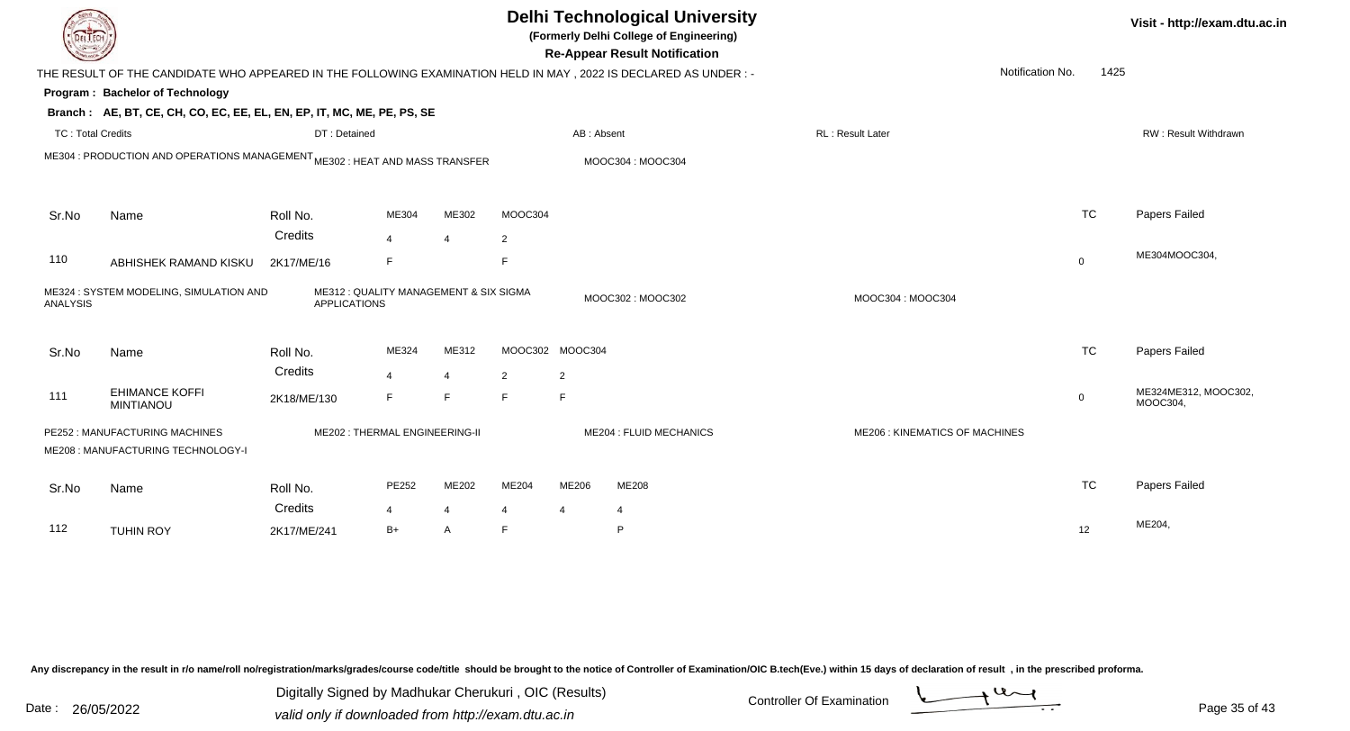# Delhi Technological University

**(Formerly Delhi College of Engineering)**

**Re-Appear Result Notification**

Visit - http://exam.dtu.ac.in

THE RESULT OF THE CANDIDATE WHO APPEARED IN THE FOLLOWING EXAMINATION HELD IN MAY , 2022 IS DECLARED AS UNDER : -

Notification No. 1425

**Program : Bachelor of Technology**

**Branch : AE, BT, CE, CH, CO, EC, EE, EL, EN, EP, IT, MC, ME, PE, PS, SE**

TC : Total Credits | DT : Detained | AB : Absent | RL : Result Later | RW : Result Withdrawn

ME304 : PRODUCTION AND OPERATIONS MANAGEMENT | ME302 : HEAT AND MASS TRANSFER | MOOC304 : MOOC304

| Sr.No | Name | Roll No. | ME304 | ME302 | MOOC304 | TC | Papers Failed |
|---|---|---|---|---|---|---|---|
| | | Credits | 4 | 4 | 2 | | |
| 110 | ABHISHEK RAMAND KISKU | 2K17/ME/16 | F | | F | 0 | ME304MOOC304, |

ME324 : SYSTEM MODELING, SIMULATION AND ANALYSIS | ME312 : QUALITY MANAGEMENT & SIX SIGMA APPLICATIONS | MOOC302 : MOOC302 | MOOC304 : MOOC304

| Sr.No | Name | Roll No. | ME324 | ME312 | MOOC302 | MOOC304 | TC | Papers Failed |
|---|---|---|---|---|---|---|---|---|
| | | Credits | 4 | 4 | 2 | 2 | | |
| 111 | EHIMANCE KOFFI MINTIANOU | 2K18/ME/130 | F | F | F | F | 0 | ME324ME312, MOOC302, MOOC304, |

PE252 : MANUFACTURING MACHINES | ME202 : THERMAL ENGINEERING-II | ME204 : FLUID MECHANICS | ME206 : KINEMATICS OF MACHINES | ME208 : MANUFACTURING TECHNOLOGY-I

| Sr.No | Name | Roll No. | PE252 | ME202 | ME204 | ME206 | ME208 | TC | Papers Failed |
|---|---|---|---|---|---|---|---|---|---|
| | | Credits | 4 | 4 | 4 | 4 | 4 | | |
| 112 | TUHIN ROY | 2K17/ME/241 | B+ | A | F | | P | 12 | ME204, |

Any discrepancy in the result in r/o name/roll no/registration/marks/grades/course code/title should be brought to the notice of Controller of Examination/OIC B.tech(Eve.) within 15 days of declaration of result , in the prescribed proforma.

Date : 26/05/2022

Digitally Signed by Madhukar Cherukuri , OIC (Results)
valid only if downloaded from http://exam.dtu.ac.in

Controller Of Examination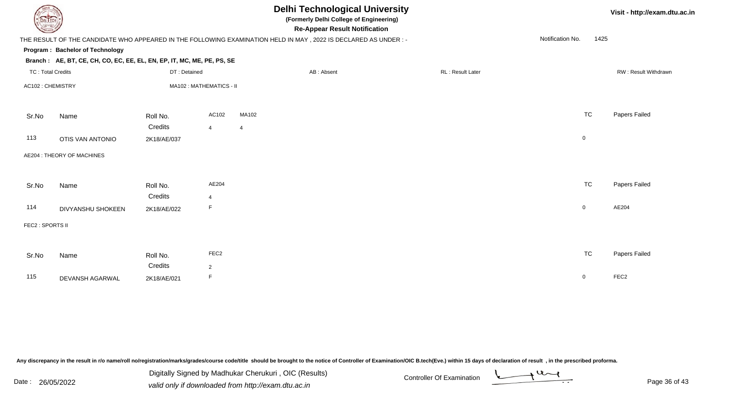# Delhi Technological University

**(Formerly Delhi College of Engineering)**

**Re-Appear Result Notification**

THE RESULT OF THE CANDIDATE WHO APPEARED IN THE FOLLOWING EXAMINATION HELD IN MAY , 2022 IS DECLARED AS UNDER : -

Notification No. 1425

**Program : Bachelor of Technology**

**Branch : AE, BT, CE, CH, CO, EC, EE, EL, EN, EP, IT, MC, ME, PE, PS, SE**

TC : Total Credits | DT : Detained | AB : Absent | RL : Result Later | RW : Result Withdrawn

AC102 : CHEMISTRY | MA102 : MATHEMATICS - II

| Sr.No | Name | Roll No. | AC102 | MA102 | TC | Papers Failed |
|---|---|---|---|---|---|---|
| | | Credits | 4 | 4 | | |
| 113 | OTIS VAN ANTONIO | 2K18/AE/037 | | | 0 | |

AE204 : THEORY OF MACHINES

| Sr.No | Name | Roll No. | AE204 | TC | Papers Failed |
|---|---|---|---|---|---|
| | | Credits | 4 | | |
| 114 | DIVYANSHU SHOKEEN | 2K18/AE/022 | F | 0 | AE204 |

FEC2 : SPORTS II

| Sr.No | Name | Roll No. | FEC2 | TC | Papers Failed |
|---|---|---|---|---|---|
| | | Credits | 2 | | |
| 115 | DEVANSH AGARWAL | 2K18/AE/021 | F | 0 | FEC2 |

Any discrepancy in the result in r/o name/roll no/registration/marks/grades/course code/title should be brought to the notice of Controller of Examination/OIC B.tech(Eve.) within 15 days of declaration of result , in the prescribed proforma.

Date : 26/05/2022

Digitally Signed by Madhukar Cherukuri , OIC (Results)
valid only if downloaded from http://exam.dtu.ac.in

Controller Of Examination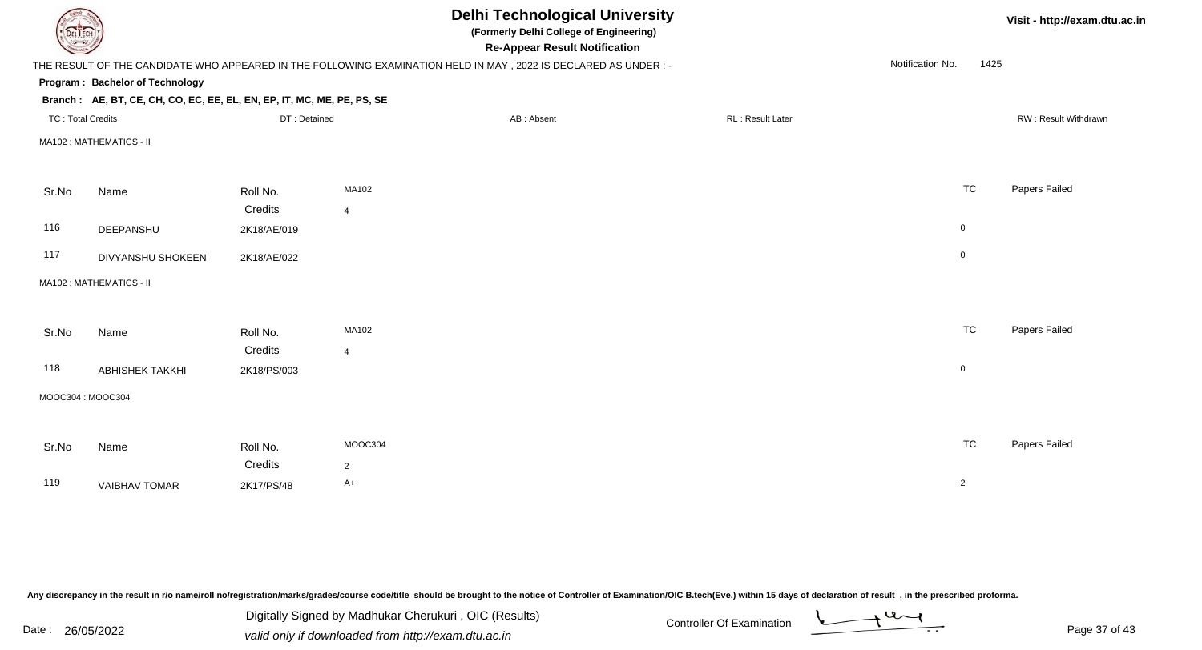# Delhi Technological University

**(Formerly Delhi College of Engineering)**

**Re-Appear Result Notification**

Visit - http://exam.dtu.ac.in

THE RESULT OF THE CANDIDATE WHO APPEARED IN THE FOLLOWING EXAMINATION HELD IN MAY , 2022 IS DECLARED AS UNDER : -

Notification No. 1425

**Program : Bachelor of Technology**

**Branch : AE, BT, CE, CH, CO, EC, EE, EL, EN, EP, IT, MC, ME, PE, PS, SE**

TC : Total Credits | DT : Detained | AB : Absent | RL : Result Later | RW : Result Withdrawn

MA102 : MATHEMATICS - II

| Sr.No | Name | Roll No. | MA102 | TC | Papers Failed |
|---|---|---|---|---|---|
| | | Credits | 4 | | |
| 116 | DEEPANSHU | 2K18/AE/019 | | 0 | |
| 117 | DIVYANSHU SHOKEEN | 2K18/AE/022 | | 0 | |

MA102 : MATHEMATICS - II

| Sr.No | Name | Roll No. | MA102 | TC | Papers Failed |
|---|---|---|---|---|---|
| | | Credits | 4 | | |
| 118 | ABHISHEK TAKKHI | 2K18/PS/003 | | 0 | |

MOOC304 : MOOC304

| Sr.No | Name | Roll No. | MOOC304 | TC | Papers Failed |
|---|---|---|---|---|---|
| | | Credits | 2 | | |
| 119 | VAIBHAV TOMAR | 2K17/PS/48 | A+ | 2 | |

Any discrepancy in the result in r/o name/roll no/registration/marks/grades/course code/title should be brought to the notice of Controller of Examination/OIC B.tech(Eve.) within 15 days of declaration of result , in the prescribed proforma.

Date : 26/05/2022

Digitally Signed by Madhukar Cherukuri , OIC (Results)
valid only if downloaded from http://exam.dtu.ac.in

Controller Of Examination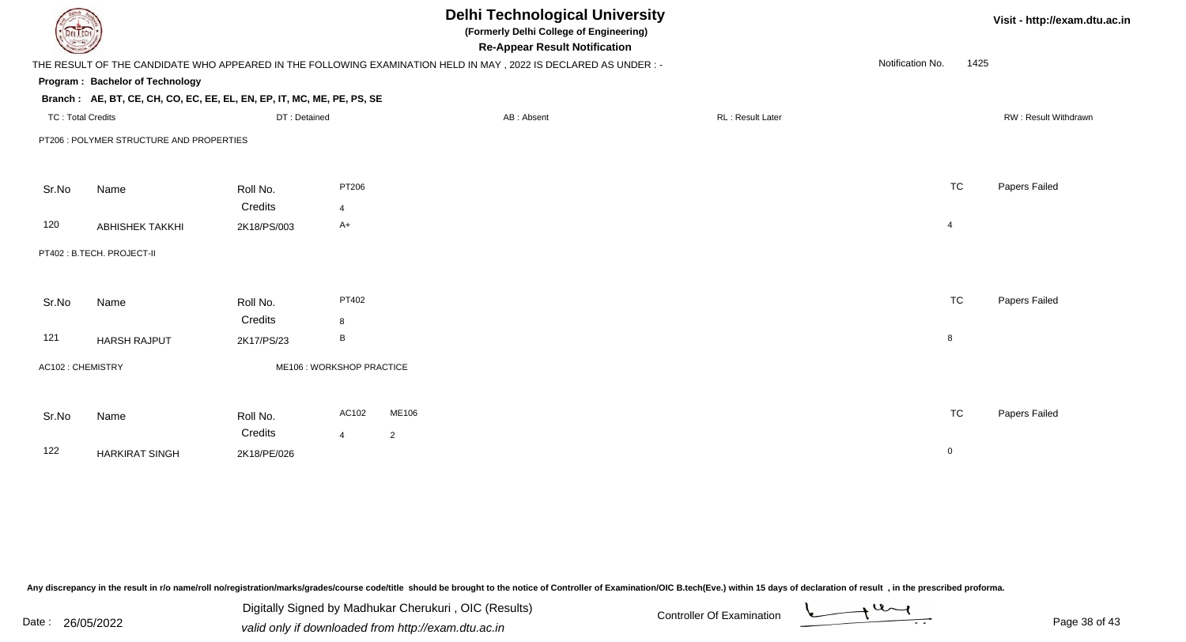# Delhi Technological University

**(Formerly Delhi College of Engineering)**

**Re-Appear Result Notification**

Visit - http://exam.dtu.ac.in

THE RESULT OF THE CANDIDATE WHO APPEARED IN THE FOLLOWING EXAMINATION HELD IN MAY , 2022 IS DECLARED AS UNDER : -

Notification No. 1425

**Program : Bachelor of Technology**

**Branch : AE, BT, CE, CH, CO, EC, EE, EL, EN, EP, IT, MC, ME, PE, PS, SE**

TC : Total Credits | DT : Detained | AB : Absent | RL : Result Later | RW : Result Withdrawn

PT206 : POLYMER STRUCTURE AND PROPERTIES

| Sr.No | Name | Roll No. | PT206 | TC | Papers Failed |
|---|---|---|---|---|---|
| | | Credits | 4 | | |
| 120 | ABHISHEK TAKKHI | 2K18/PS/003 | A+ | 4 | |

PT402 : B.TECH. PROJECT-II

| Sr.No | Name | Roll No. | PT402 | TC | Papers Failed |
|---|---|---|---|---|---|
| | | Credits | 8 | | |
| 121 | HARSH RAJPUT | 2K17/PS/23 | B | 8 | |

AC102 : CHEMISTRY    ME106 : WORKSHOP PRACTICE

| Sr.No | Name | Roll No. | AC102 | ME106 | TC | Papers Failed |
|---|---|---|---|---|---|---|
| | | Credits | 4 | 2 | | |
| 122 | HARKIRAT SINGH | 2K18/PE/026 | | | 0 | |

Any discrepancy in the result in r/o name/roll no/registration/marks/grades/course code/title should be brought to the notice of Controller of Examination/OIC B.tech(Eve.) within 15 days of declaration of result , in the prescribed proforma.

Date : 26/05/2022

Digitally Signed by Madhukar Cherukuri , OIC (Results)
valid only if downloaded from http://exam.dtu.ac.in

Controller Of Examination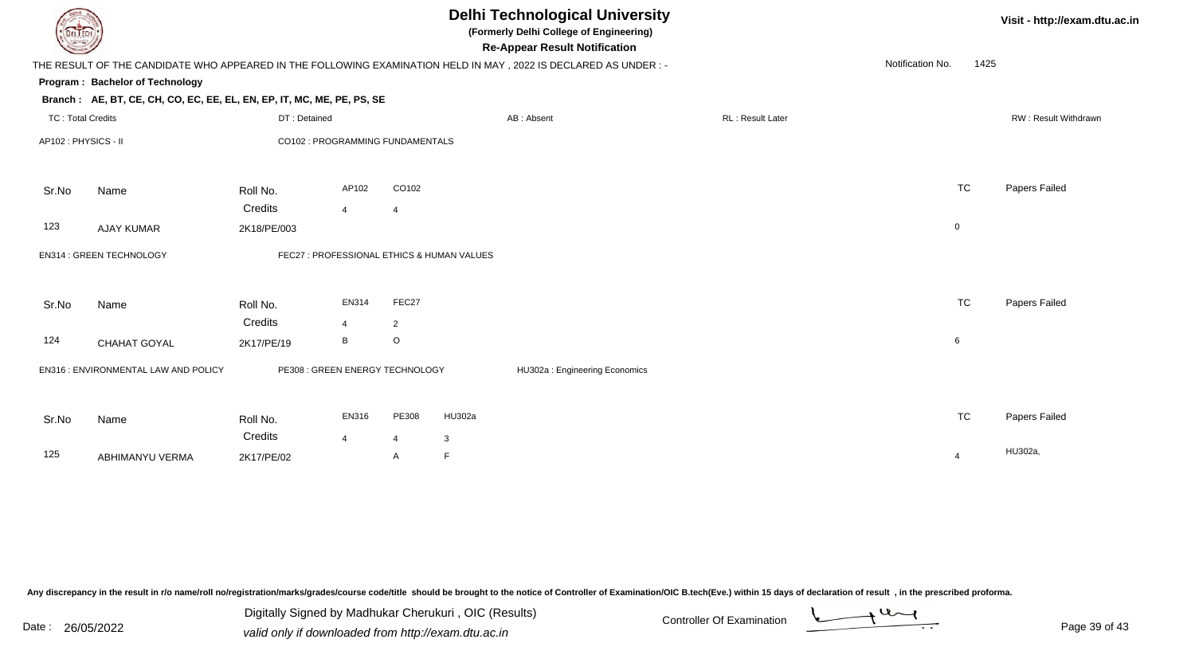# Delhi Technological University

**(Formerly Delhi College of Engineering)**

**Re-Appear Result Notification**

Visit - http://exam.dtu.ac.in

THE RESULT OF THE CANDIDATE WHO APPEARED IN THE FOLLOWING EXAMINATION HELD IN MAY , 2022 IS DECLARED AS UNDER : -

Notification No. 1425

**Program : Bachelor of Technology**

**Branch : AE, BT, CE, CH, CO, EC, EE, EL, EN, EP, IT, MC, ME, PE, PS, SE**

TC : Total Credits | DT : Detained | AB : Absent | RL : Result Later | RW : Result Withdrawn

AP102 : PHYSICS - II    CO102 : PROGRAMMING FUNDAMENTALS

| Sr.No | Name | Roll No. | AP102 | CO102 | TC | Papers Failed |
|---|---|---|---|---|---|---|
| | | Credits | 4 | 4 | | |
| 123 | AJAY KUMAR | 2K18/PE/003 | | | 0 | |

EN314 : GREEN TECHNOLOGY    FEC27 : PROFESSIONAL ETHICS & HUMAN VALUES

| Sr.No | Name | Roll No. | EN314 | FEC27 | TC | Papers Failed |
|---|---|---|---|---|---|---|
| | | Credits | 4 | 2 | | |
| 124 | CHAHAT GOYAL | 2K17/PE/19 | B | O | 6 | |

EN316 : ENVIRONMENTAL LAW AND POLICY    PE308 : GREEN ENERGY TECHNOLOGY    HU302a : Engineering Economics

| Sr.No | Name | Roll No. | EN316 | PE308 | HU302a | TC | Papers Failed |
|---|---|---|---|---|---|---|---|
| | | Credits | 4 | 4 | 3 | | |
| 125 | ABHIMANYU VERMA | 2K17/PE/02 | | A | F | 4 | HU302a, |

Any discrepancy in the result in r/o name/roll no/registration/marks/grades/course code/title should be brought to the notice of Controller of Examination/OIC B.tech(Eve.) within 15 days of declaration of result , in the prescribed proforma.

Date : 26/05/2022

Digitally Signed by Madhukar Cherukuri , OIC (Results)
valid only if downloaded from http://exam.dtu.ac.in

Controller Of Examination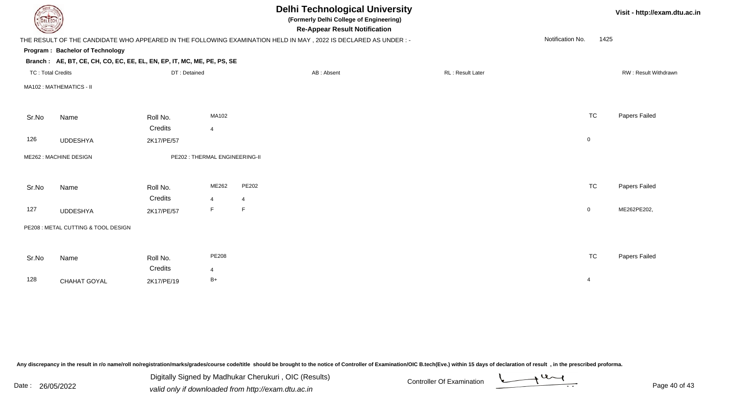# Delhi Technological University

**(Formerly Delhi College of Engineering)**

**Re-Appear Result Notification**

Visit - http://exam.dtu.ac.in

THE RESULT OF THE CANDIDATE WHO APPEARED IN THE FOLLOWING EXAMINATION HELD IN MAY , 2022 IS DECLARED AS UNDER : -

Notification No. 1425

**Program : Bachelor of Technology**

**Branch : AE, BT, CE, CH, CO, EC, EE, EL, EN, EP, IT, MC, ME, PE, PS, SE**

TC : Total Credits | DT : Detained | AB : Absent | RL : Result Later | RW : Result Withdrawn

MA102 : MATHEMATICS - II

| Sr.No | Name | Roll No. | MA102 | TC | Papers Failed |
|---|---|---|---|---|---|
| | | Credits | 4 | | |
| 126 | UDDESHYA | 2K17/PE/57 | | 0 | |

ME262 : MACHINE DESIGN    PE202 : THERMAL ENGINEERING-II

| Sr.No | Name | Roll No. | ME262 | PE202 | TC | Papers Failed |
|---|---|---|---|---|---|---|
| | | Credits | 4 | 4 | | |
| 127 | UDDESHYA | 2K17/PE/57 | F | F | 0 | ME262PE202, |

PE208 : METAL CUTTING & TOOL DESIGN

| Sr.No | Name | Roll No. | PE208 | TC | Papers Failed |
|---|---|---|---|---|---|
| | | Credits | 4 | | |
| 128 | CHAHAT GOYAL | 2K17/PE/19 | B+ | 4 | |

Any discrepancy in the result in r/o name/roll no/registration/marks/grades/course code/title should be brought to the notice of Controller of Examination/OIC B.tech(Eve.) within 15 days of declaration of result , in the prescribed proforma.

Date : 26/05/2022

Digitally Signed by Madhukar Cherukuri , OIC (Results)
valid only if downloaded from http://exam.dtu.ac.in

Controller Of Examination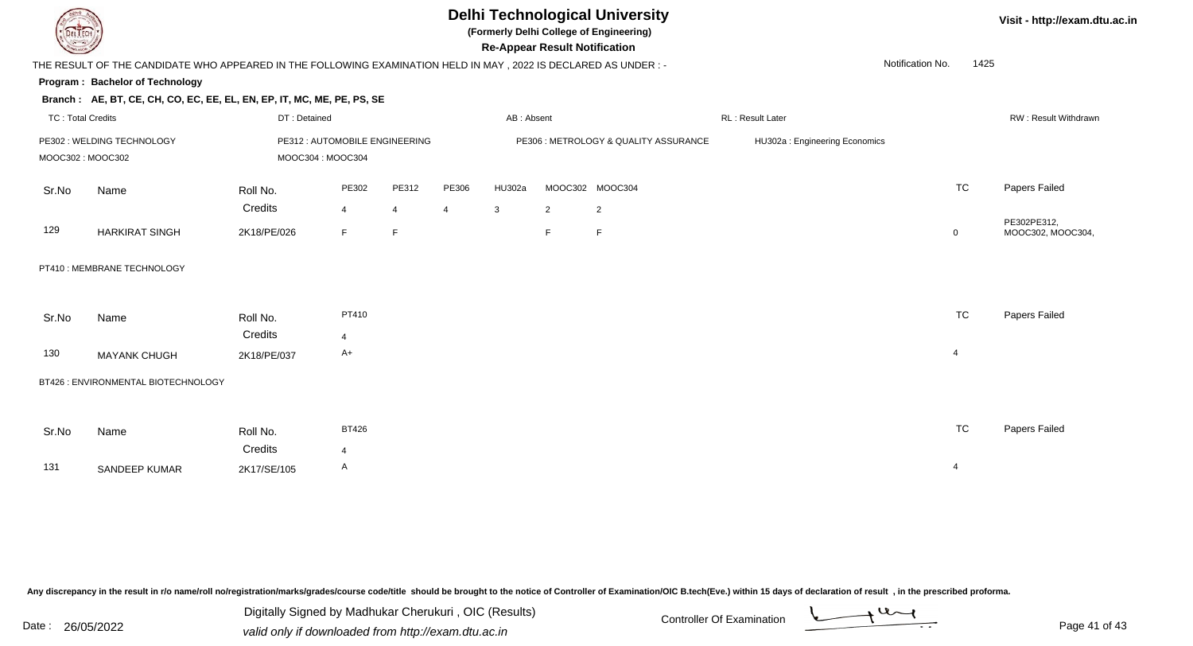# Delhi Technological University

**(Formerly Delhi College of Engineering)**

**Re-Appear Result Notification**

Visit - http://exam.dtu.ac.in

THE RESULT OF THE CANDIDATE WHO APPEARED IN THE FOLLOWING EXAMINATION HELD IN MAY , 2022 IS DECLARED AS UNDER : -

Notification No. 1425

**Program : Bachelor of Technology**

**Branch : AE, BT, CE, CH, CO, EC, EE, EL, EN, EP, IT, MC, ME, PE, PS, SE**

TC : Total Credits | DT : Detained | AB : Absent | RL : Result Later | RW : Result Withdrawn

PE302 : WELDING TECHNOLOGY | PE312 : AUTOMOBILE ENGINEERING | PE306 : METROLOGY & QUALITY ASSURANCE | HU302a : Engineering Economics

MOOC302 : MOOC302 | MOOC304 : MOOC304

| Sr.No | Name | Roll No. | PE302 | PE312 | PE306 | HU302a | MOOC302 | MOOC304 | TC | Papers Failed |
|---|---|---|---|---|---|---|---|---|---|---|
| | | Credits | 4 | 4 | 4 | 3 | 2 | 2 | | |
| 129 | HARKIRAT SINGH | 2K18/PE/026 | F | F | | | F | F | 0 | PE302PE312, MOOC302, MOOC304, |

PT410 : MEMBRANE TECHNOLOGY

| Sr.No | Name | Roll No. | PT410 | TC | Papers Failed |
|---|---|---|---|---|---|
| | | Credits | 4 | | |
| 130 | MAYANK CHUGH | 2K18/PE/037 | A+ | 4 | |

BT426 : ENVIRONMENTAL BIOTECHNOLOGY

| Sr.No | Name | Roll No. | BT426 | TC | Papers Failed |
|---|---|---|---|---|---|
| | | Credits | 4 | | |
| 131 | SANDEEP KUMAR | 2K17/SE/105 | A | 4 | |

Any discrepancy in the result in r/o name/roll no/registration/marks/grades/course code/title should be brought to the notice of Controller of Examination/OIC B.tech(Eve.) within 15 days of declaration of result , in the prescribed proforma.

Date : 26/05/2022

Digitally Signed by Madhukar Cherukuri , OIC (Results)

valid only if downloaded from http://exam.dtu.ac.in

Controller Of Examination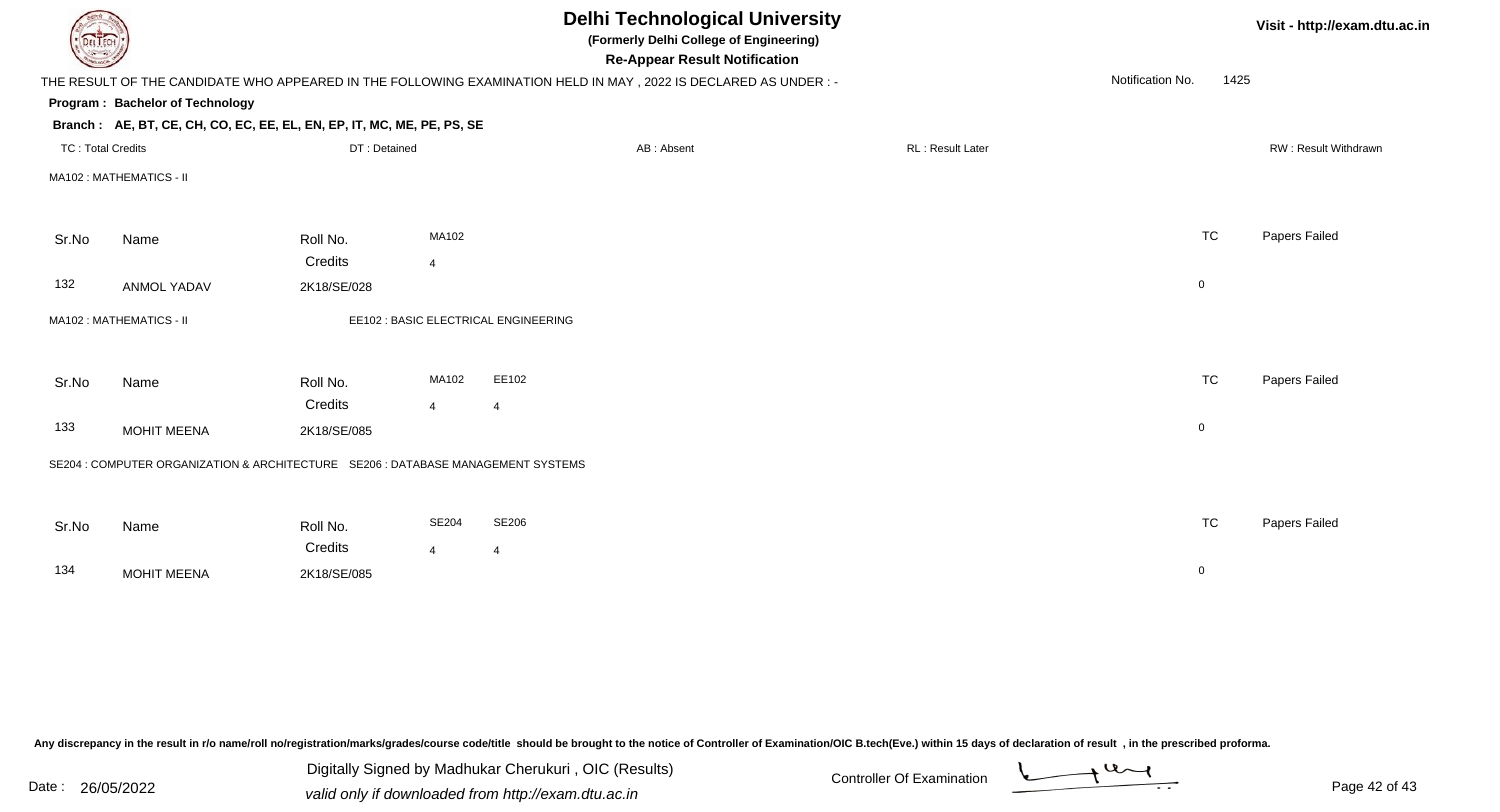# Delhi Technological University

**(Formerly Delhi College of Engineering)**

**Re-Appear Result Notification**

Visit - http://exam.dtu.ac.in

THE RESULT OF THE CANDIDATE WHO APPEARED IN THE FOLLOWING EXAMINATION HELD IN MAY , 2022 IS DECLARED AS UNDER : -

Notification No. 1425

**Program : Bachelor of Technology**

**Branch : AE, BT, CE, CH, CO, EC, EE, EL, EN, EP, IT, MC, ME, PE, PS, SE**

TC : Total Credits | DT : Detained | AB : Absent | RL : Result Later | RW : Result Withdrawn

MA102 : MATHEMATICS - II

| Sr.No | Name | Roll No. | MA102 | TC | Papers Failed |
|---|---|---|---|---|---|
| | | Credits | 4 | | |
| 132 | ANMOL YADAV | 2K18/SE/028 | | 0 | |

MA102 : MATHEMATICS - II    EE102 : BASIC ELECTRICAL ENGINEERING

| Sr.No | Name | Roll No. | MA102 | EE102 | TC | Papers Failed |
|---|---|---|---|---|---|---|
| | | Credits | 4 | 4 | | |
| 133 | MOHIT MEENA | 2K18/SE/085 | | | 0 | |

SE204 : COMPUTER ORGANIZATION & ARCHITECTURE    SE206 : DATABASE MANAGEMENT SYSTEMS

| Sr.No | Name | Roll No. | SE204 | SE206 | TC | Papers Failed |
|---|---|---|---|---|---|---|
| | | Credits | 4 | 4 | | |
| 134 | MOHIT MEENA | 2K18/SE/085 | | | 0 | |

Any discrepancy in the result in r/o name/roll no/registration/marks/grades/course code/title should be brought to the notice of Controller of Examination/OIC B.tech(Eve.) within 15 days of declaration of result , in the prescribed proforma.

Date : 26/05/2022

Digitally Signed by Madhukar Cherukuri , OIC (Results)
valid only if downloaded from http://exam.dtu.ac.in

Controller Of Examination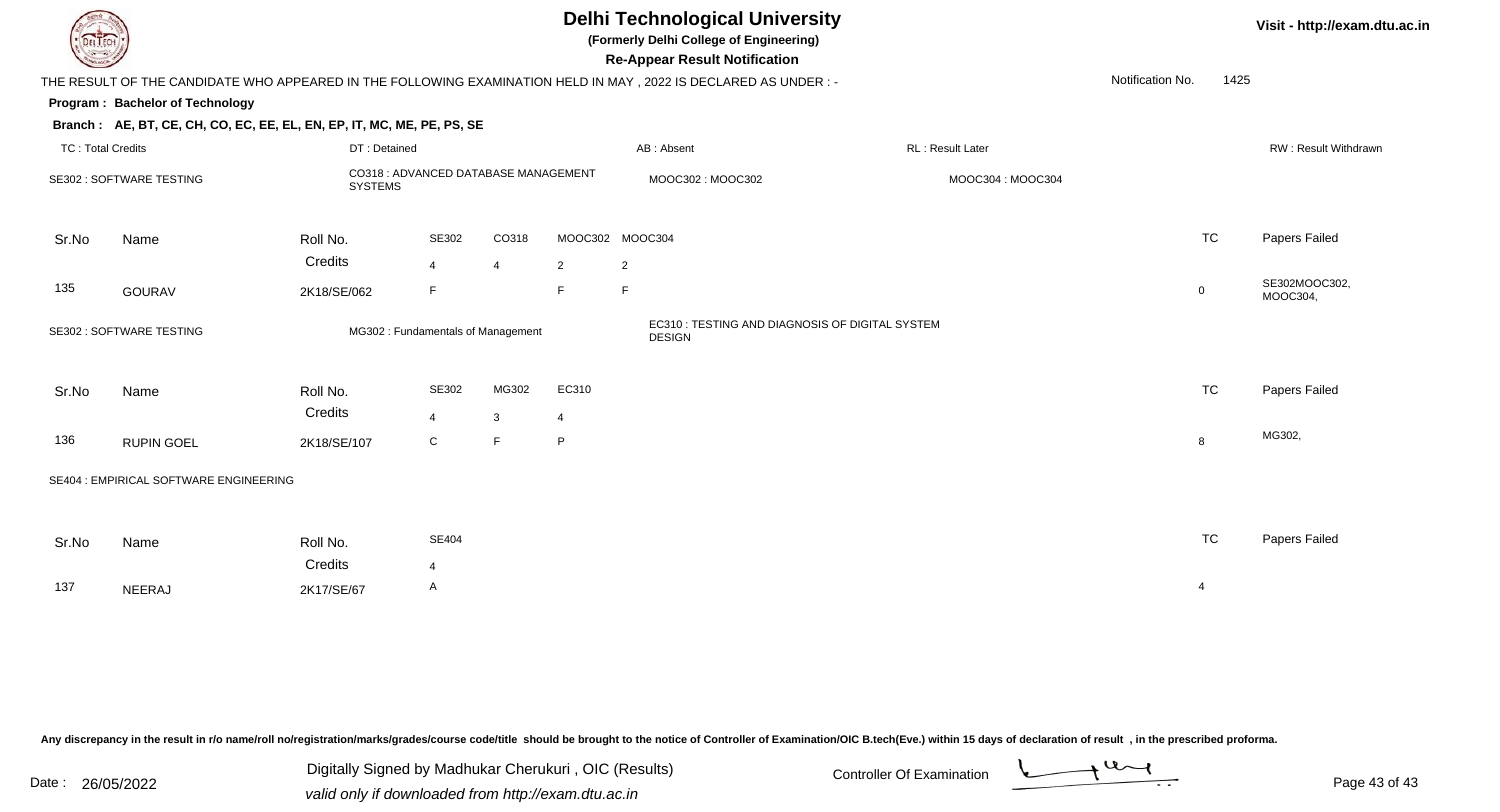# Delhi Technological University

**(Formerly Delhi College of Engineering)**

**Re-Appear Result Notification**

Visit - http://exam.dtu.ac.in

THE RESULT OF THE CANDIDATE WHO APPEARED IN THE FOLLOWING EXAMINATION HELD IN MAY , 2022 IS DECLARED AS UNDER : -

Notification No. 1425

**Program : Bachelor of Technology**

**Branch : AE, BT, CE, CH, CO, EC, EE, EL, EN, EP, IT, MC, ME, PE, PS, SE**

TC : Total Credits | DT : Detained | AB : Absent | RL : Result Later | RW : Result Withdrawn

SE302 : SOFTWARE TESTING | CO318 : ADVANCED DATABASE MANAGEMENT SYSTEMS | MOOC302 : MOOC302 | MOOC304 : MOOC304

| Sr.No | Name | Roll No. | SE302 | CO318 | MOOC302 | MOOC304 | TC | Papers Failed |
|---|---|---|---|---|---|---|---|---|
| | | Credits | 4 | 4 | 2 | 2 | | |
| 135 | GOURAV | 2K18/SE/062 | F | | F | F | 0 | SE302MOOC302, MOOC304, |

SE302 : SOFTWARE TESTING | MG302 : Fundamentals of Management | EC310 : TESTING AND DIAGNOSIS OF DIGITAL SYSTEM DESIGN

| Sr.No | Name | Roll No. | SE302 | MG302 | EC310 | TC | Papers Failed |
|---|---|---|---|---|---|---|---|
| | | Credits | 4 | 3 | 4 | | |
| 136 | RUPIN GOEL | 2K18/SE/107 | C | F | P | 8 | MG302, |

SE404 : EMPIRICAL SOFTWARE ENGINEERING

| Sr.No | Name | Roll No. | SE404 | TC | Papers Failed |
|---|---|---|---|---|---|
| | | Credits | 4 | | |
| 137 | NEERAJ | 2K17/SE/67 | A | 4 | |

Any discrepancy in the result in r/o name/roll no/registration/marks/grades/course code/title should be brought to the notice of Controller of Examination/OIC B.tech(Eve.) within 15 days of declaration of result , in the prescribed proforma.

Date : 26/05/2022

Digitally Signed by Madhukar Cherukuri , OIC (Results)
valid only if downloaded from http://exam.dtu.ac.in

Controller Of Examination